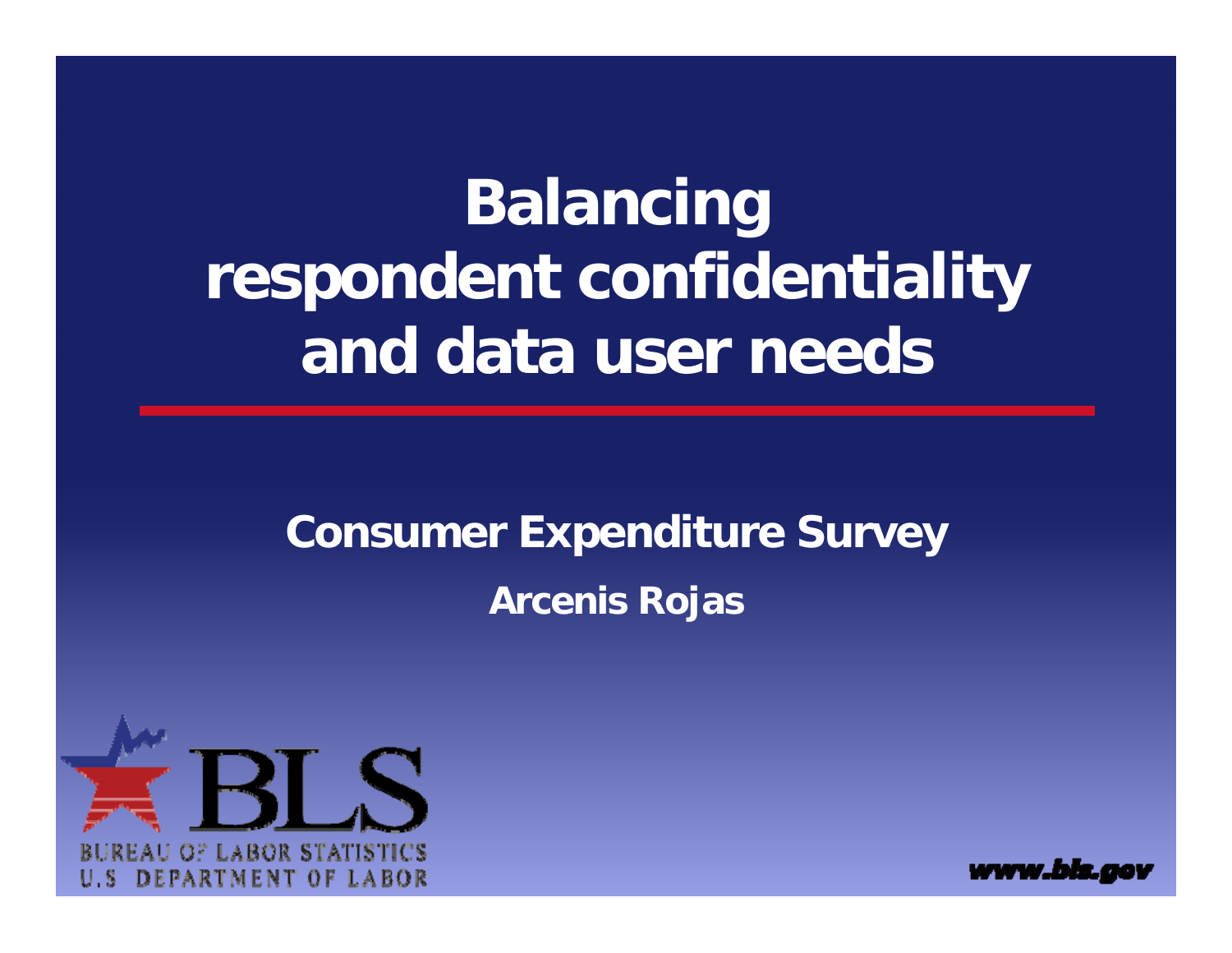# Balancing respondent confidentiality and data user needs

## Consumer Expenditure Survey

**Arcenis Rojas**

BLS

BUREAU OF LABOR STATISTICS
U.S DEPARTMENT OF LABOR

www.bls.gov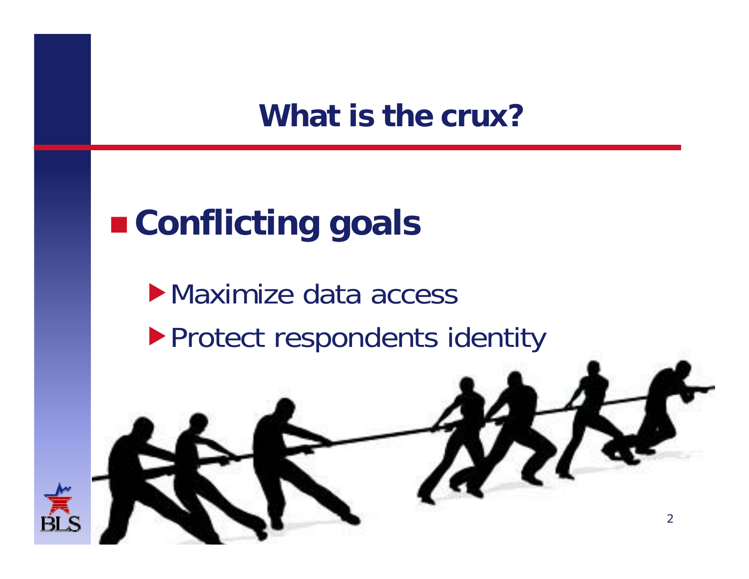# What is the crux?

- **Conflicting goals**
  - Maximize data access
  - Protect respondents identity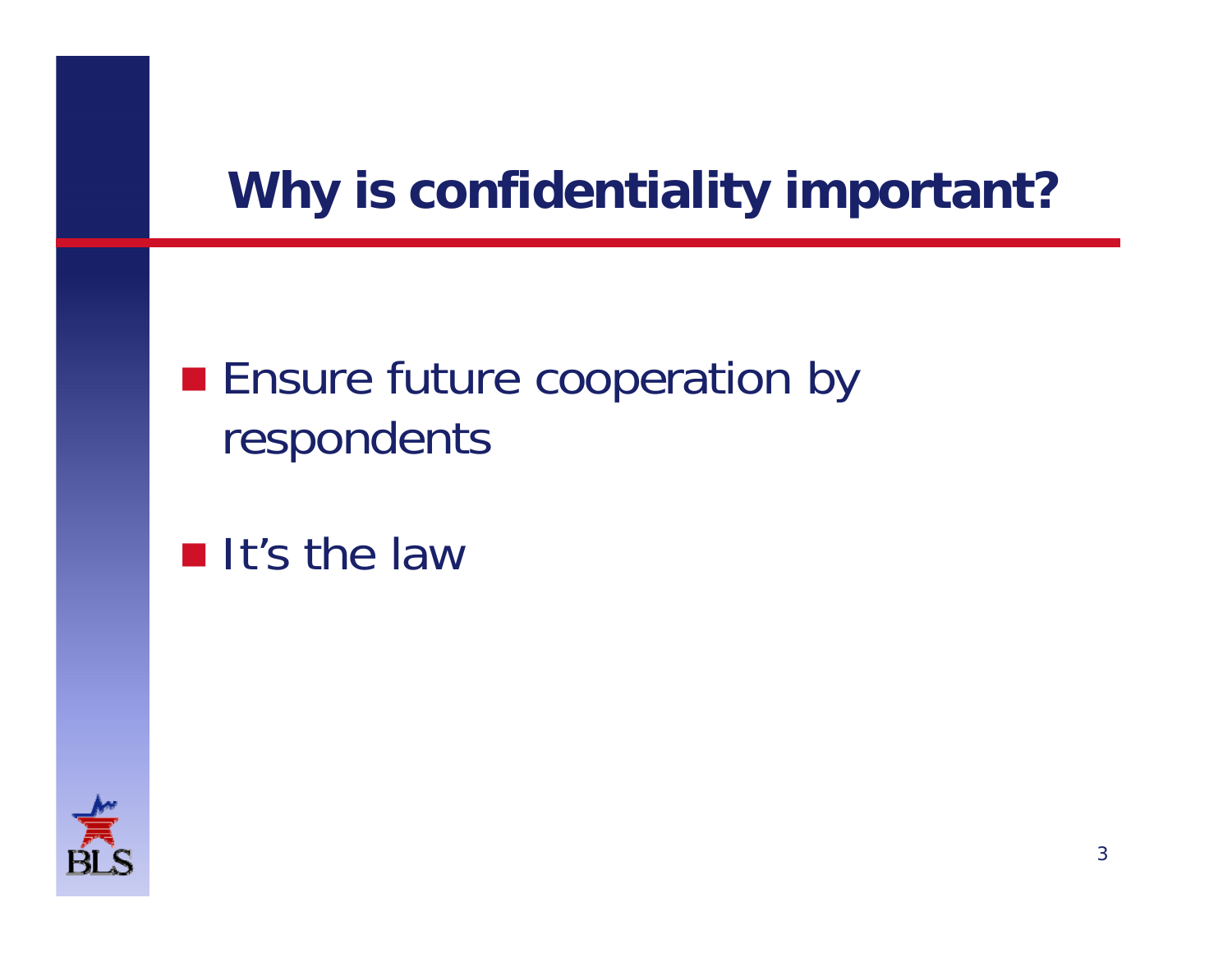# Why is confidentiality important?

- Ensure future cooperation by respondents
- It's the law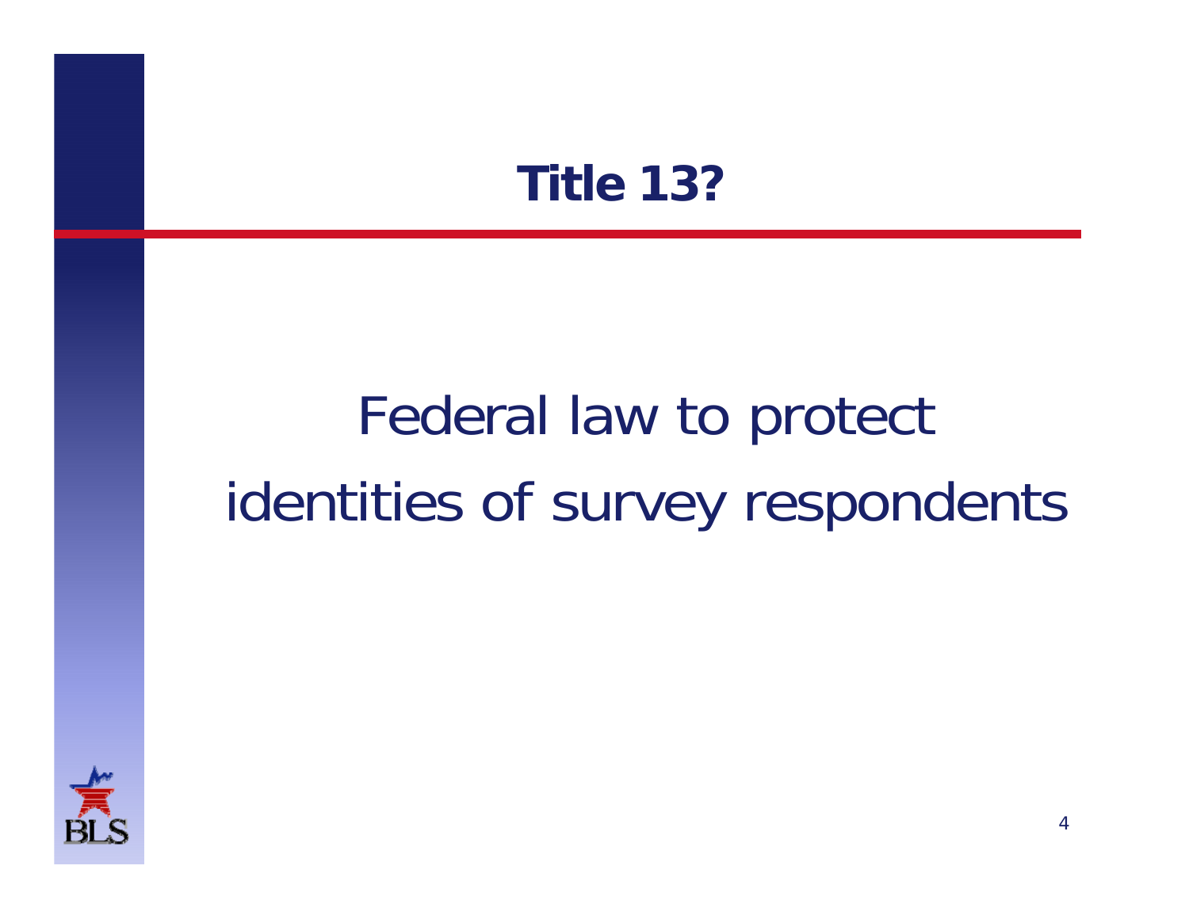# Title 13?

Federal law to protect identities of survey respondents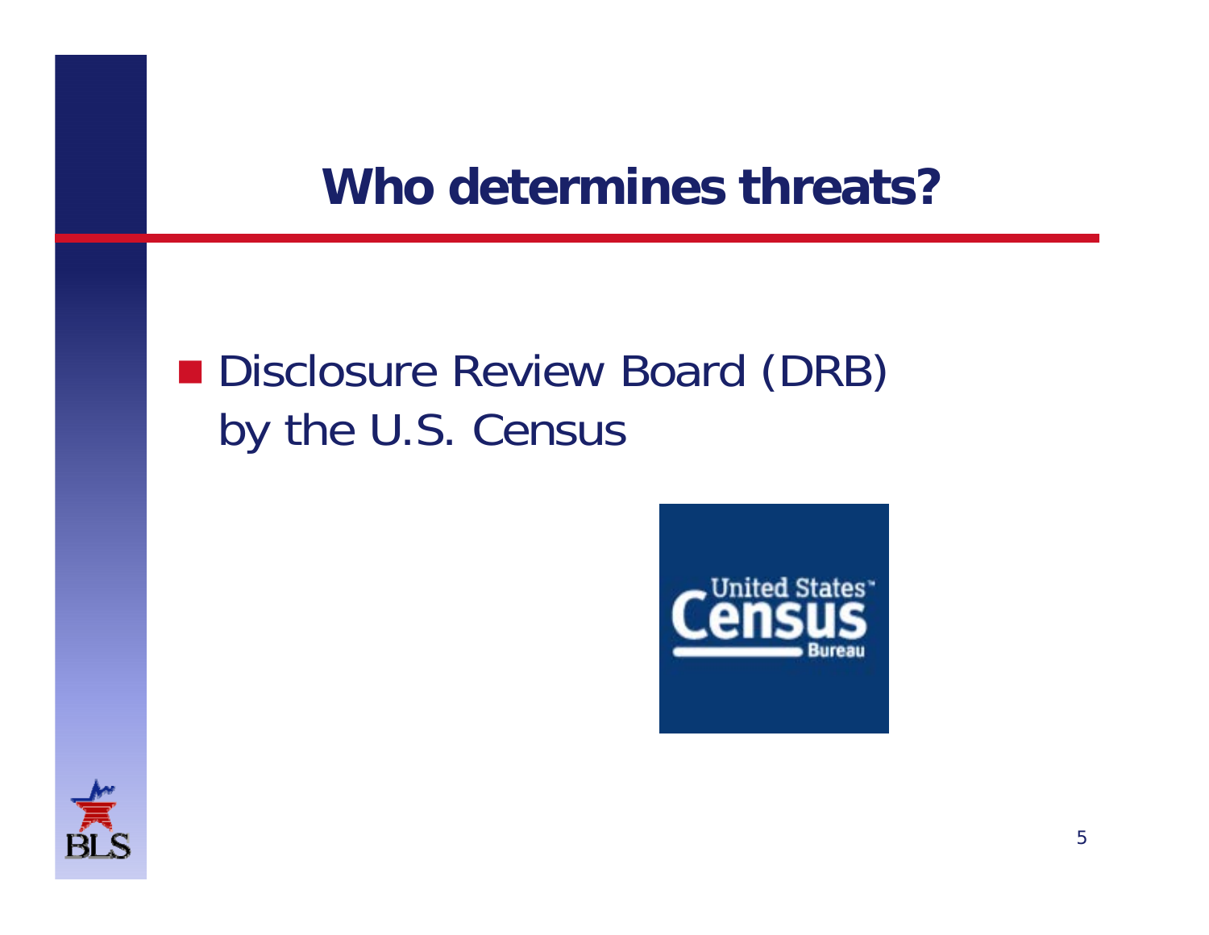# Who determines threats?

- Disclosure Review Board (DRB) by the U.S. Census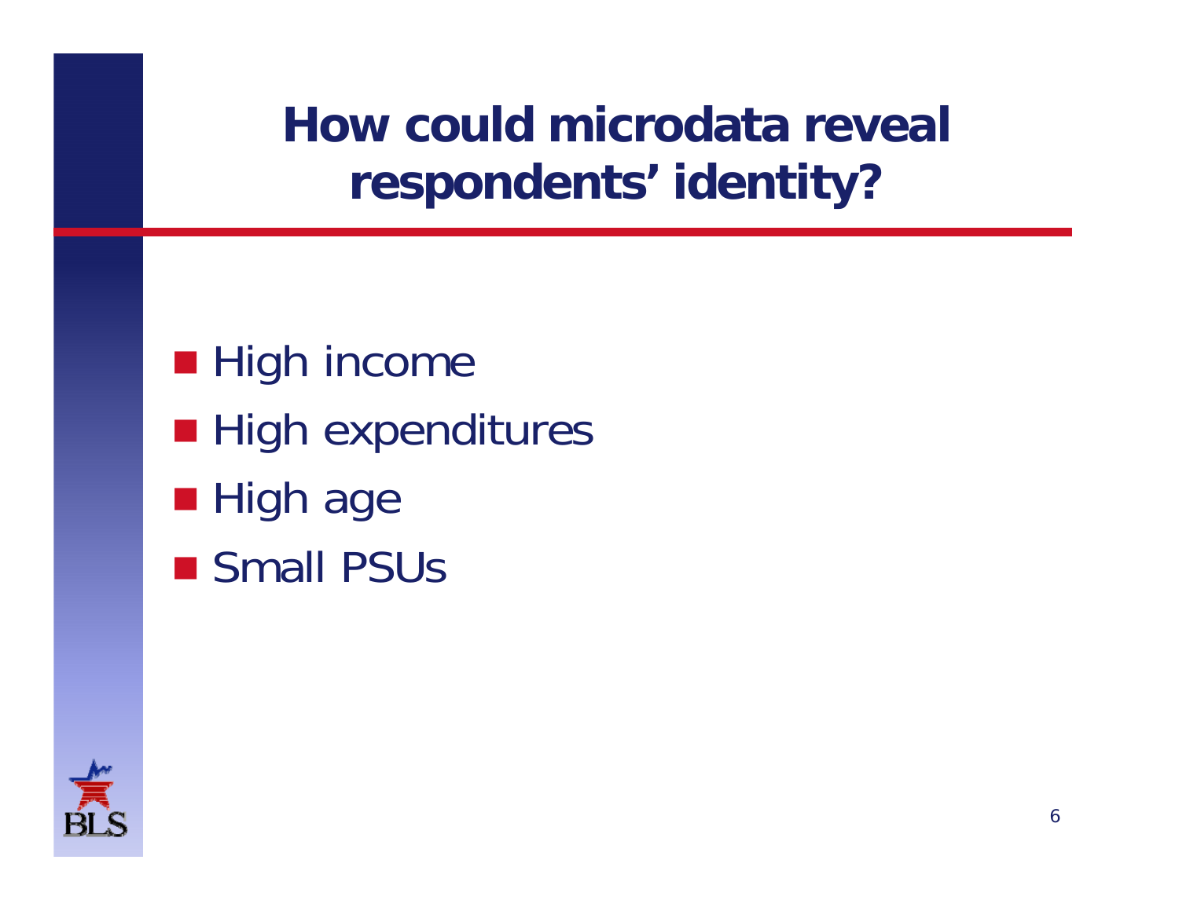# How could microdata reveal respondents' identity?

- High income
- High expenditures
- High age
- Small PSUs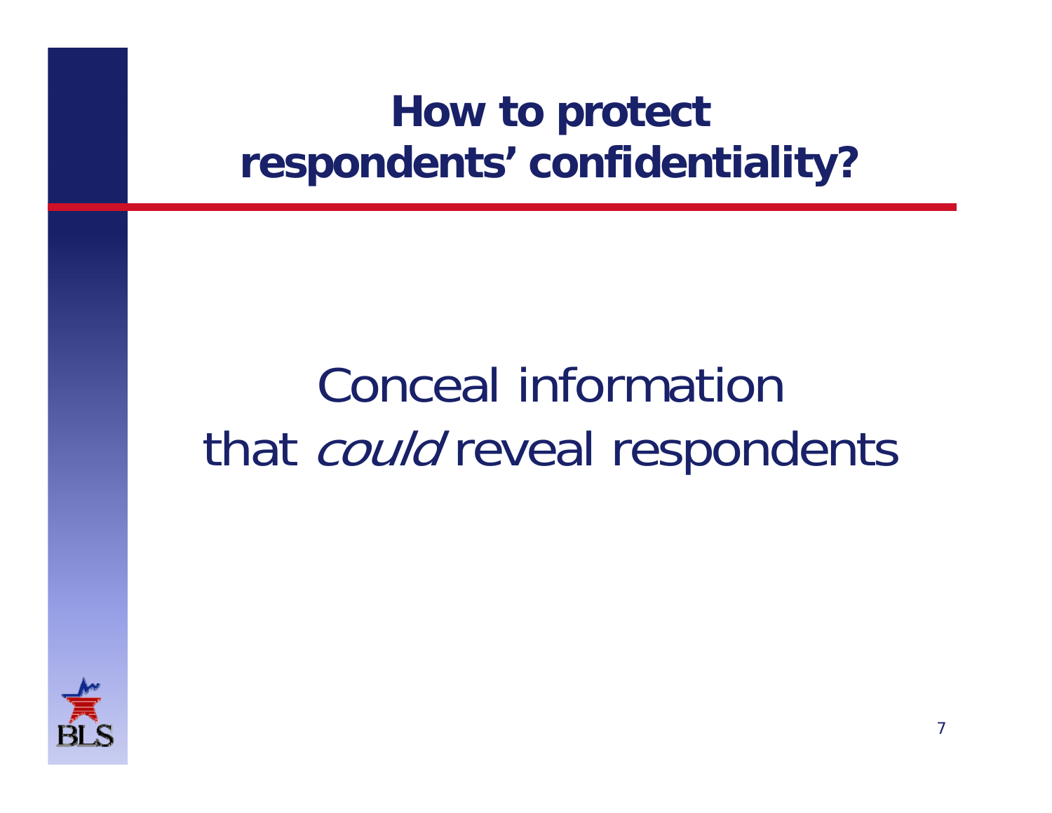# How to protect respondents' confidentiality?

Conceal information that *could* reveal respondents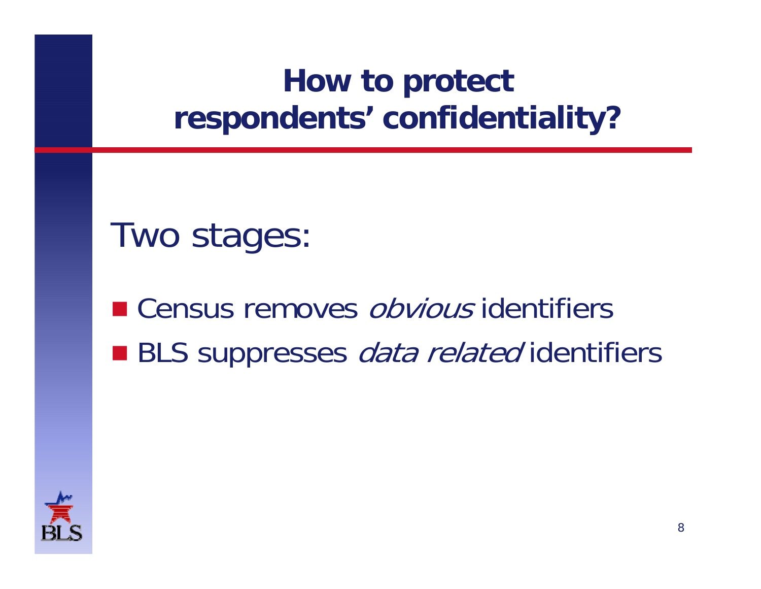# How to protect respondents' confidentiality?

Two stages:

- Census removes *obvious* identifiers
- BLS suppresses *data related* identifiers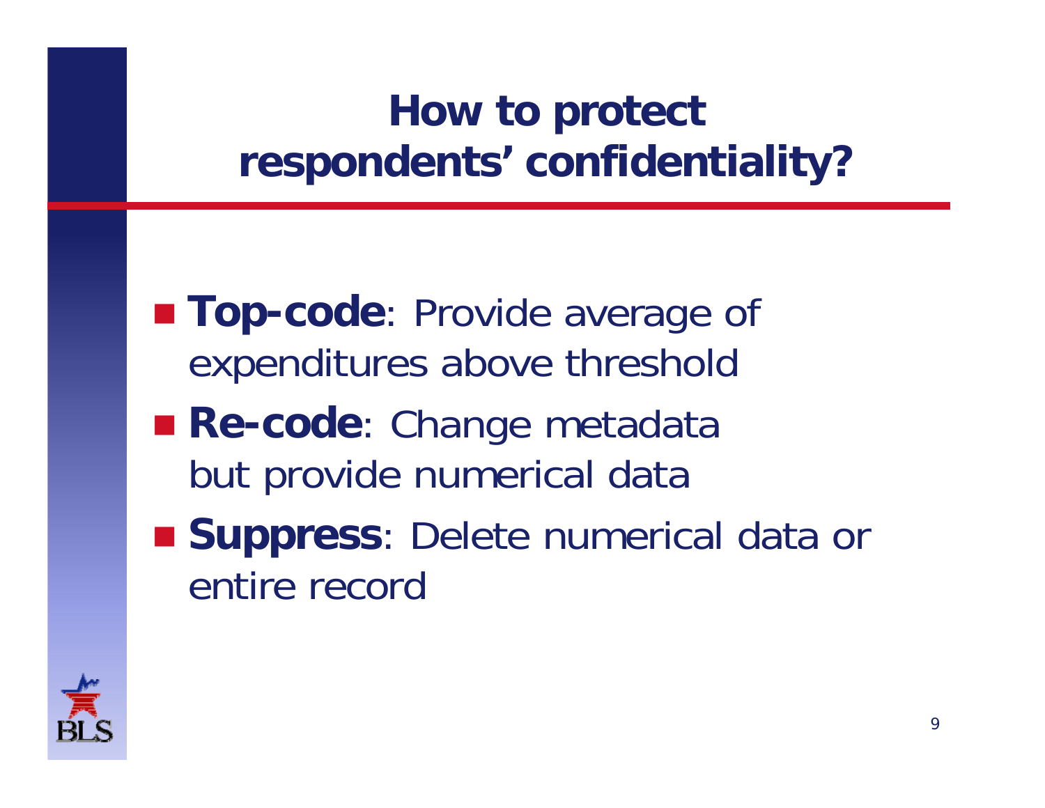# How to protect respondents' confidentiality?

- **Top-code**: Provide average of expenditures above threshold
- **Re-code**: Change metadata but provide numerical data
- **Suppress**: Delete numerical data or entire record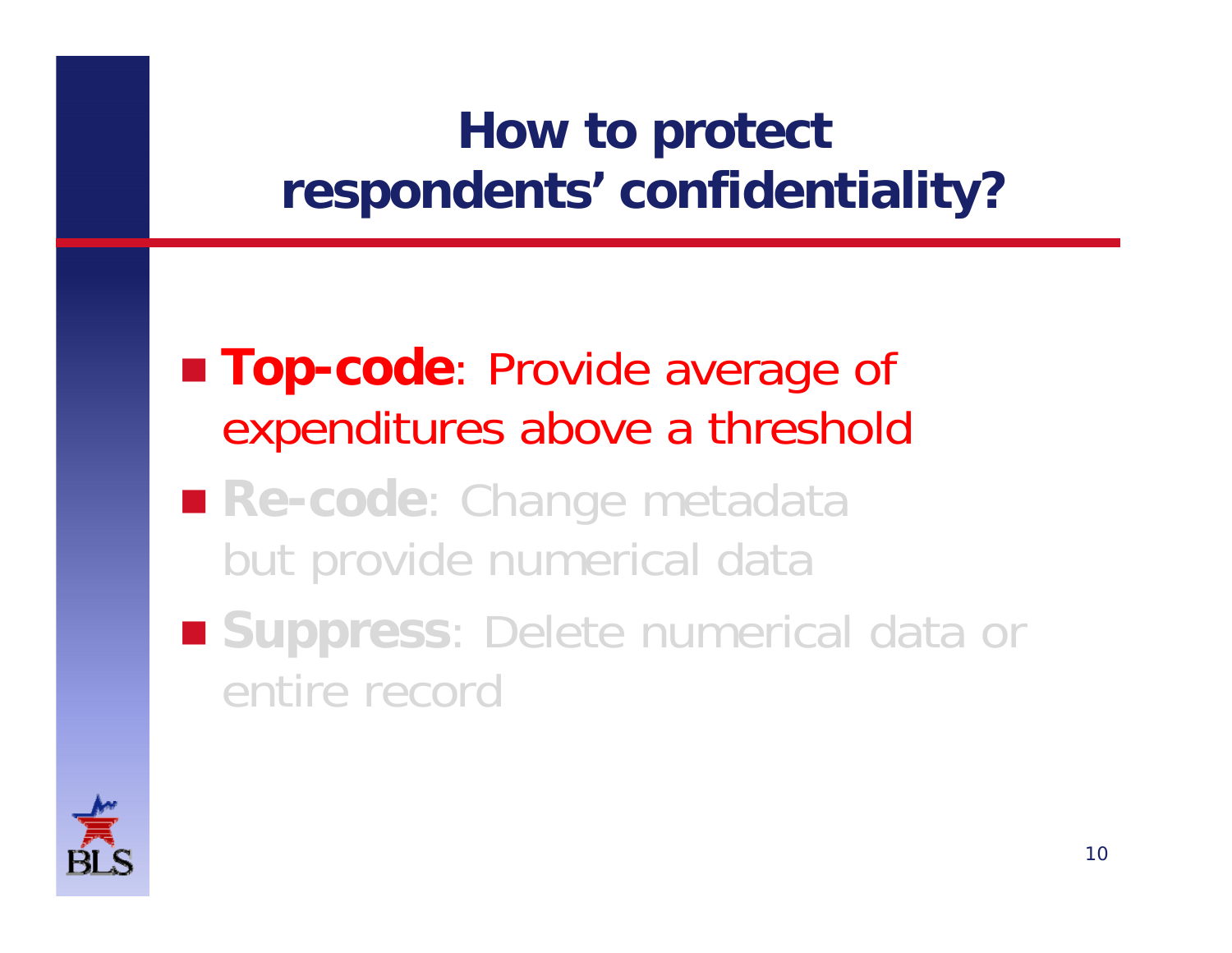# How to protect respondents' confidentiality?

- **Top-code**: Provide average of expenditures above a threshold
- **Re-code**: Change metadata but provide numerical data
- **Suppress**: Delete numerical data or entire record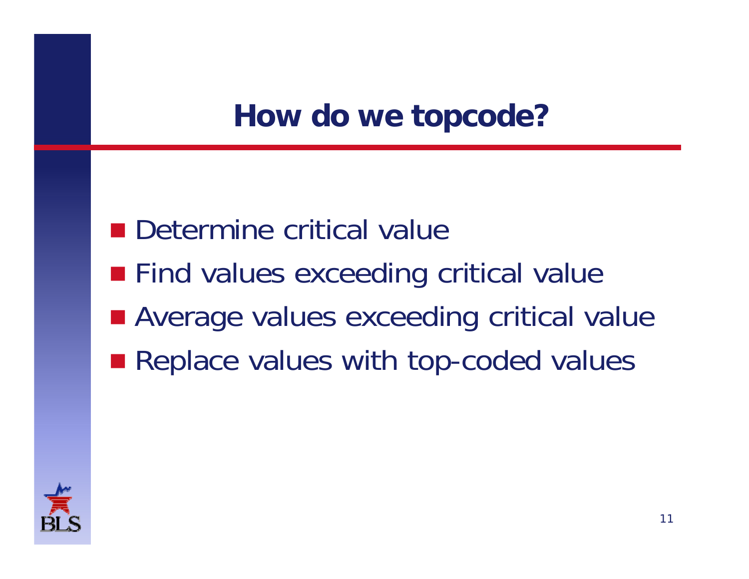# How do we topcode?

- Determine critical value
- Find values exceeding critical value
- Average values exceeding critical value
- Replace values with top-coded values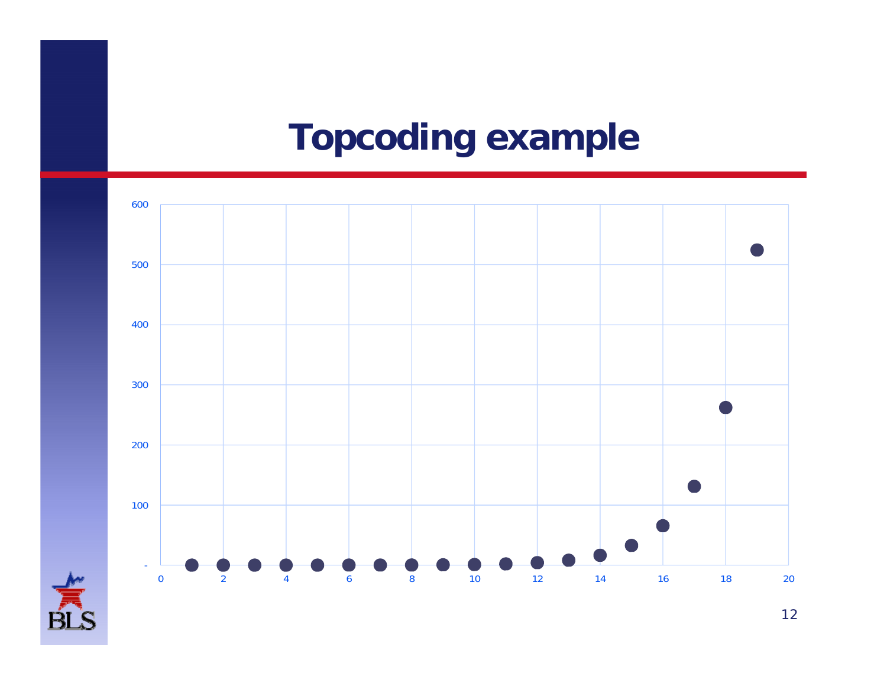# Topcoding example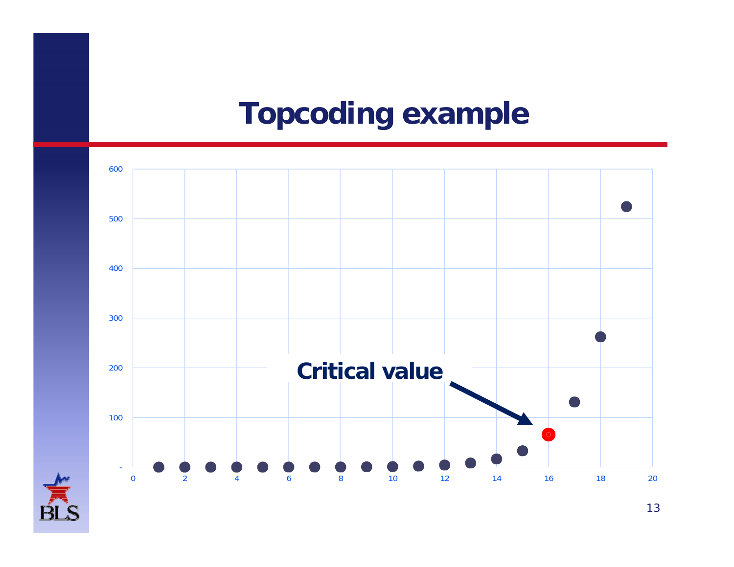# Topcoding example

Critical value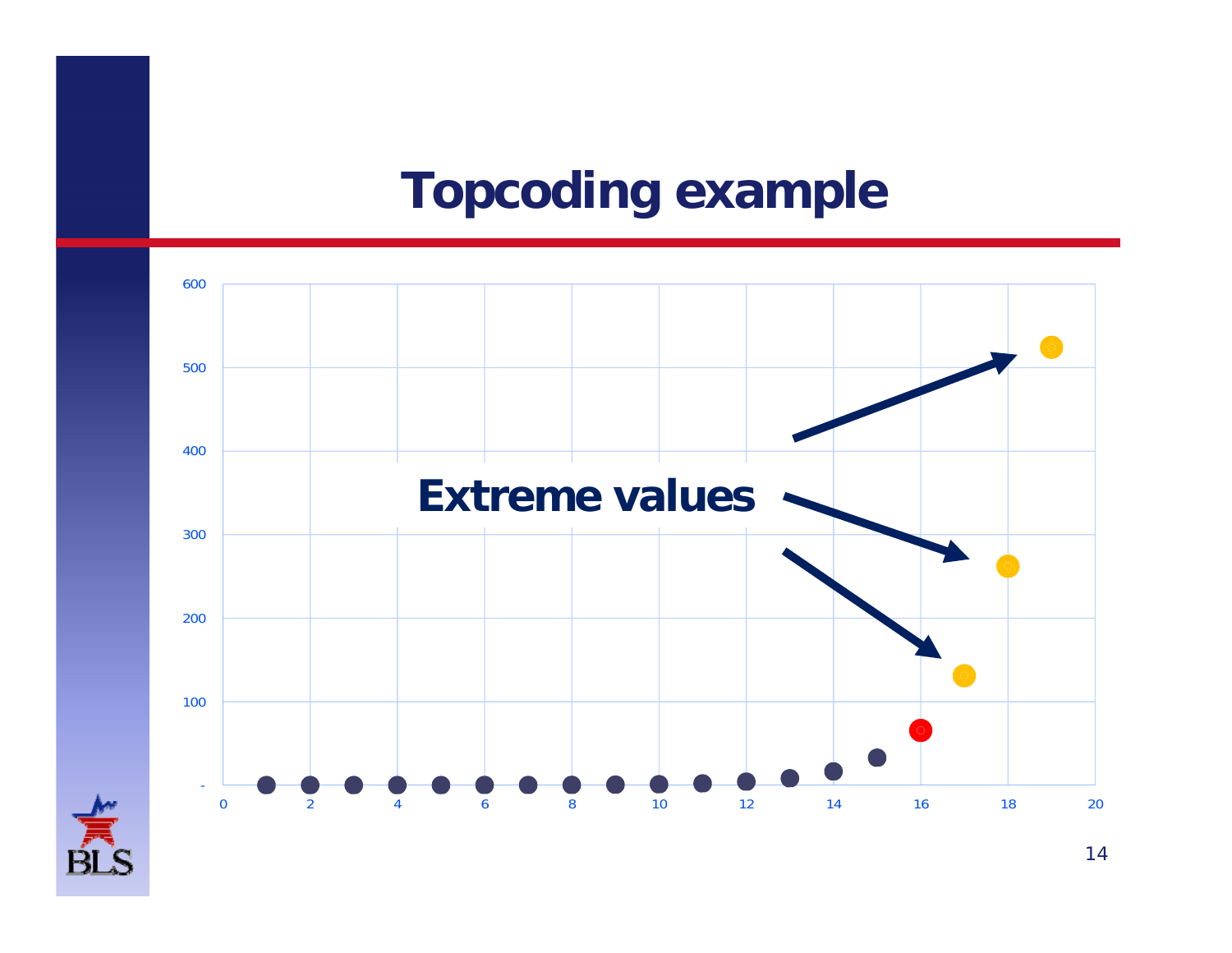# Topcoding example

Extreme values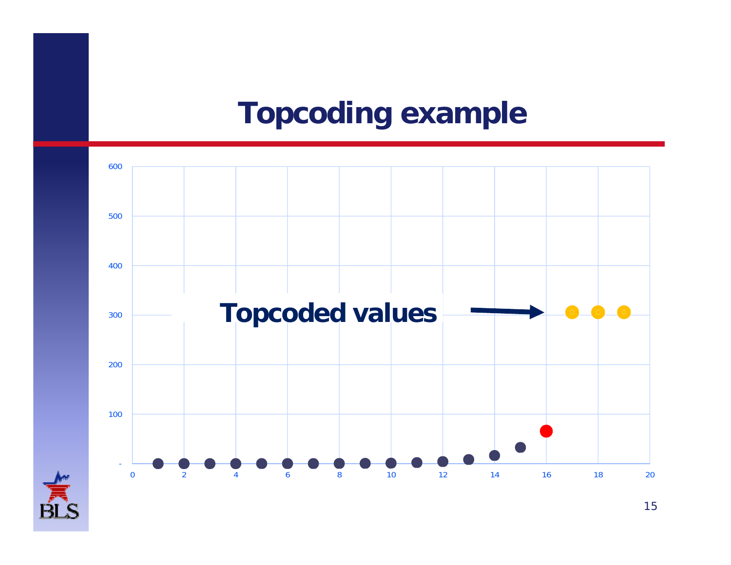# Topcoding example

Topcoded values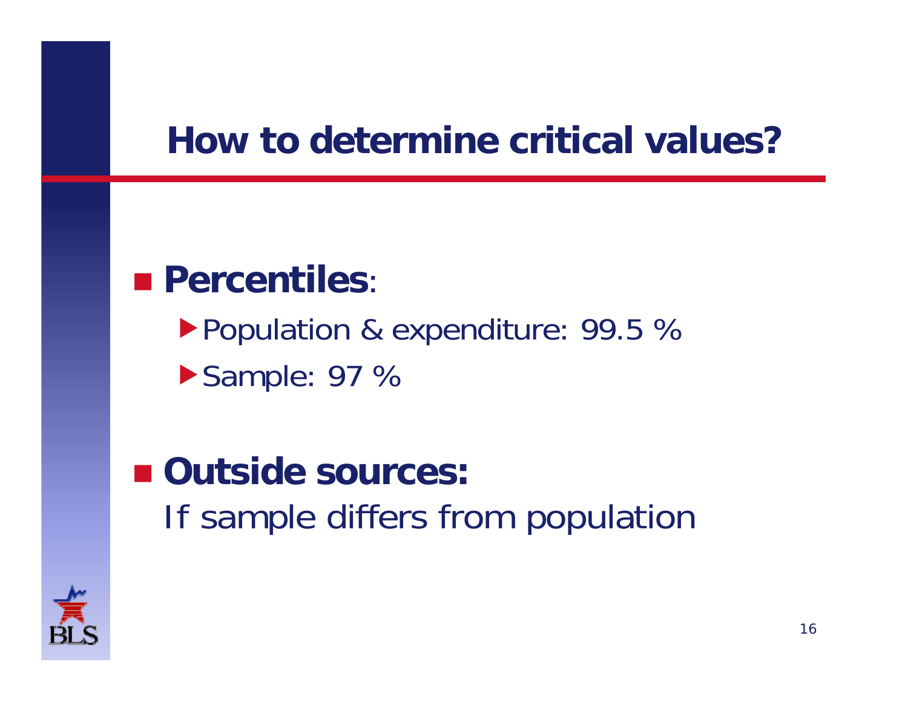# How to determine critical values?

- **Percentiles**:
  - Population & expenditure: 99.5 %
  - Sample: 97 %

- **Outside sources:**
  If sample differs from population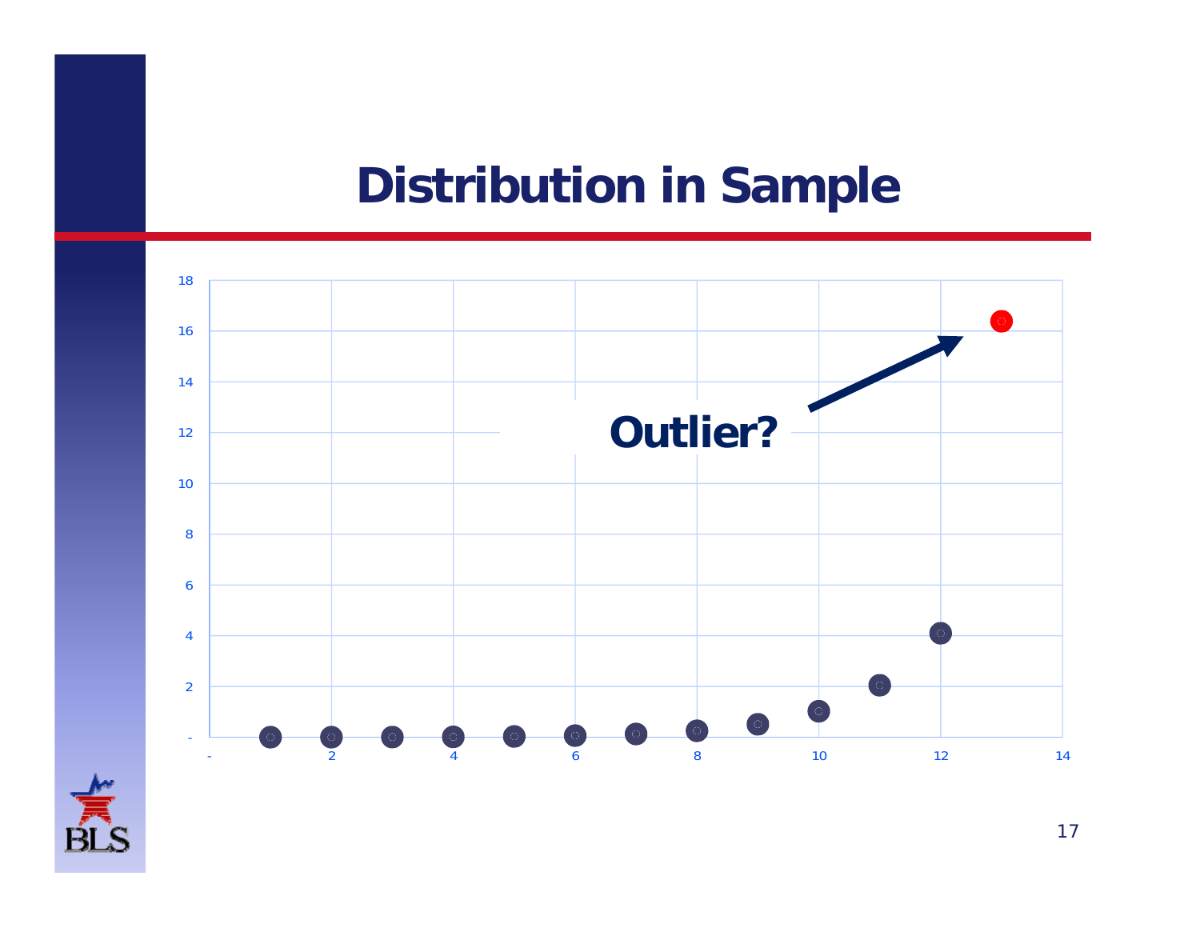# Distribution in Sample

Outlier?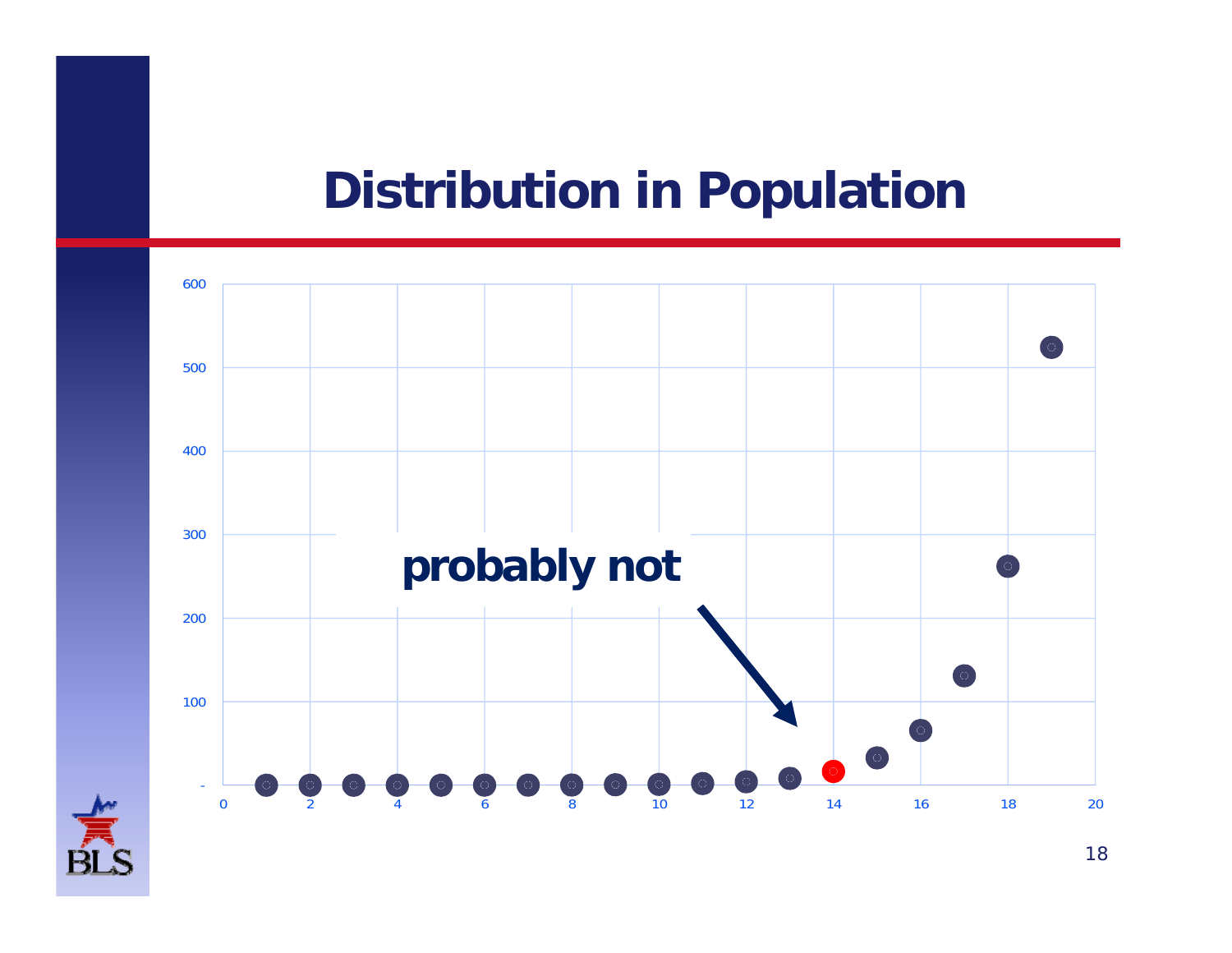# Distribution in Population

probably not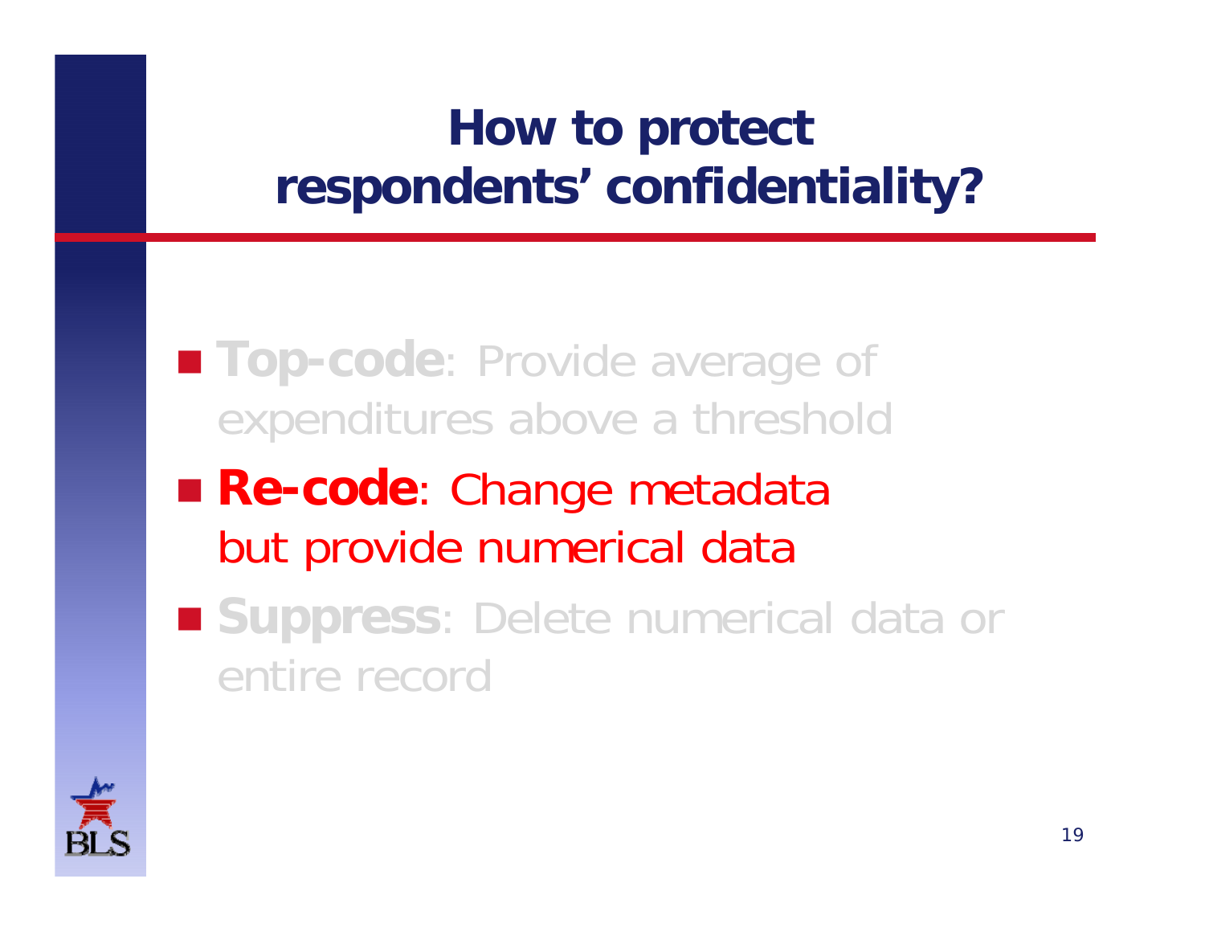# How to protect respondents' confidentiality?

- **Top-code**: Provide average of expenditures above a threshold
- **Re-code**: Change metadata but provide numerical data
- **Suppress**: Delete numerical data or entire record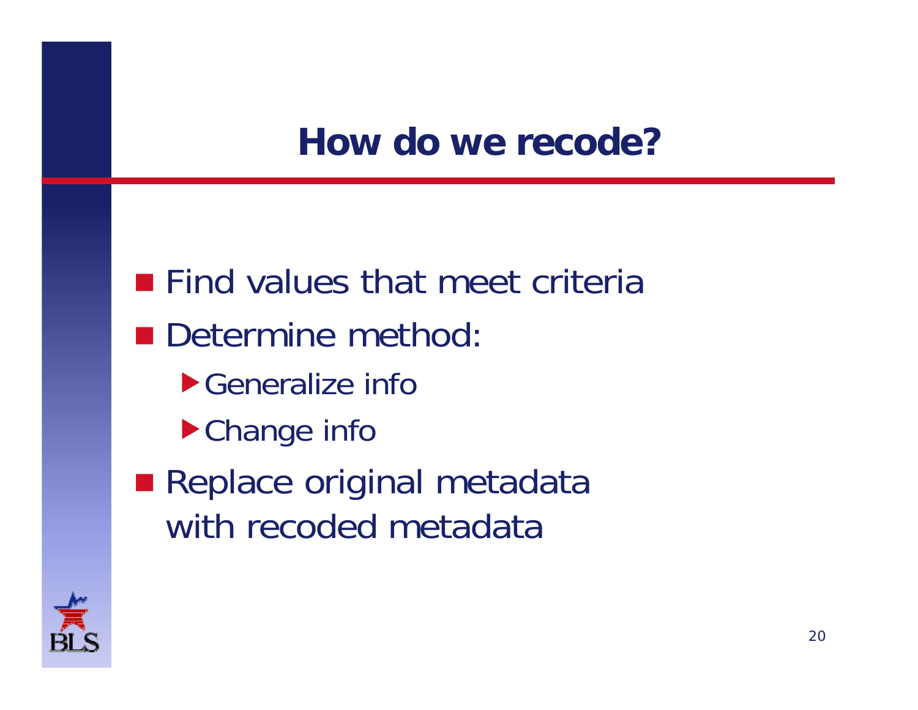# How do we recode?

- Find values that meet criteria
- Determine method:
  - Generalize info
  - Change info
- Replace original metadata with recoded metadata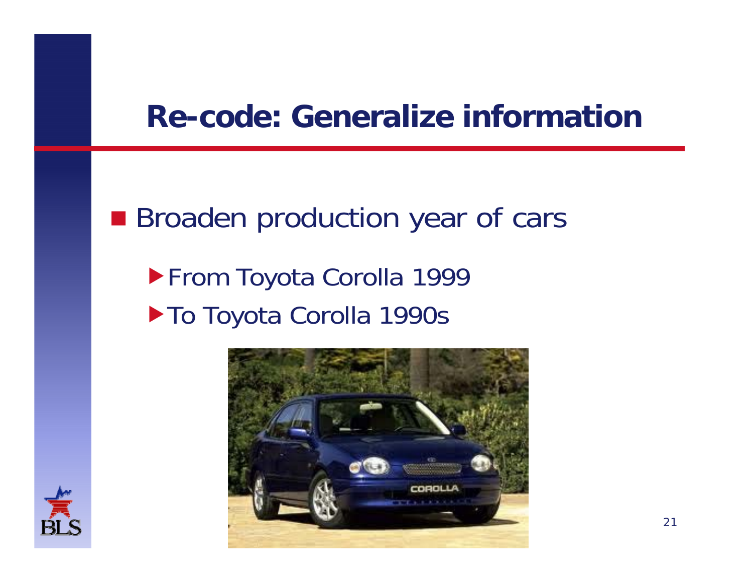# Re-code: Generalize information

- Broaden production year of cars
  - From Toyota Corolla 1999
  - To Toyota Corolla 1990s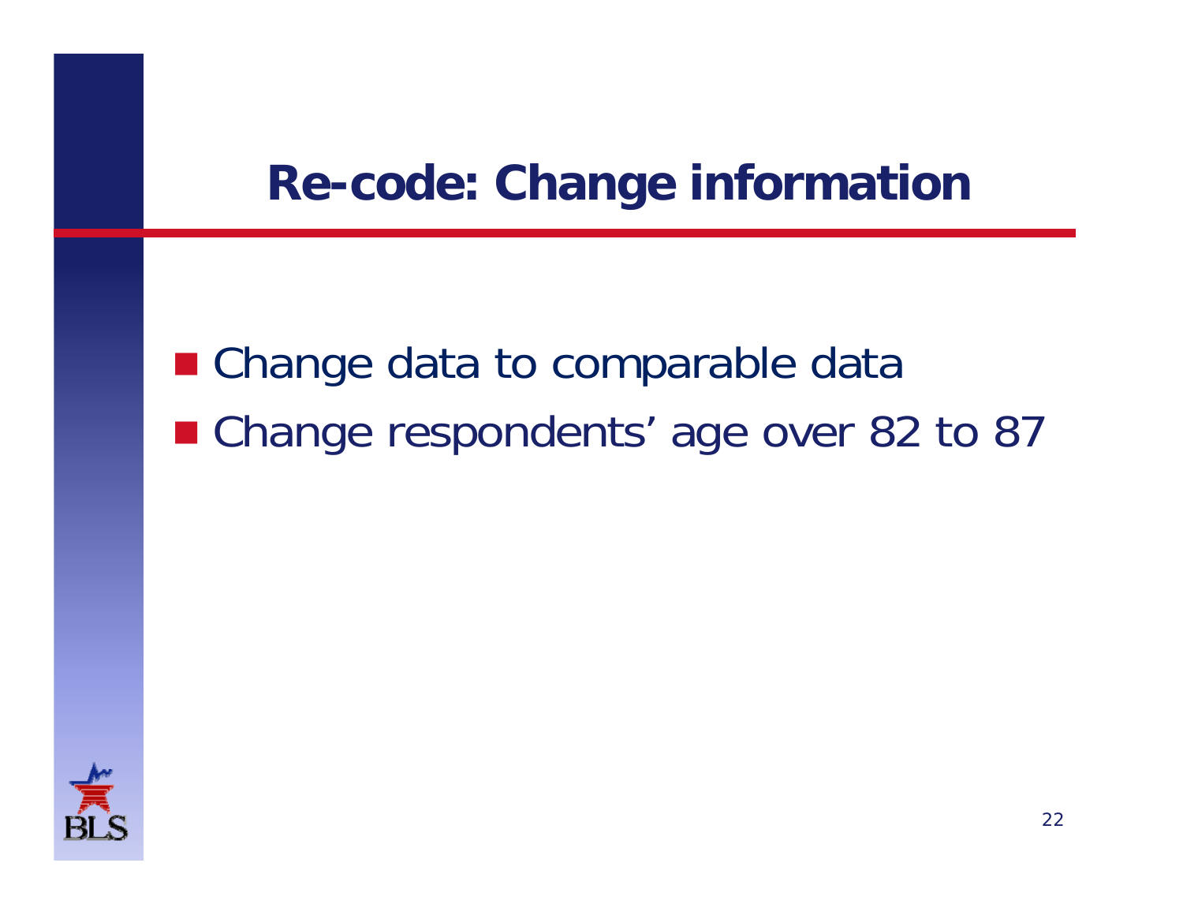# Re-code: Change information

- Change data to comparable data
- Change respondents’ age over 82 to 87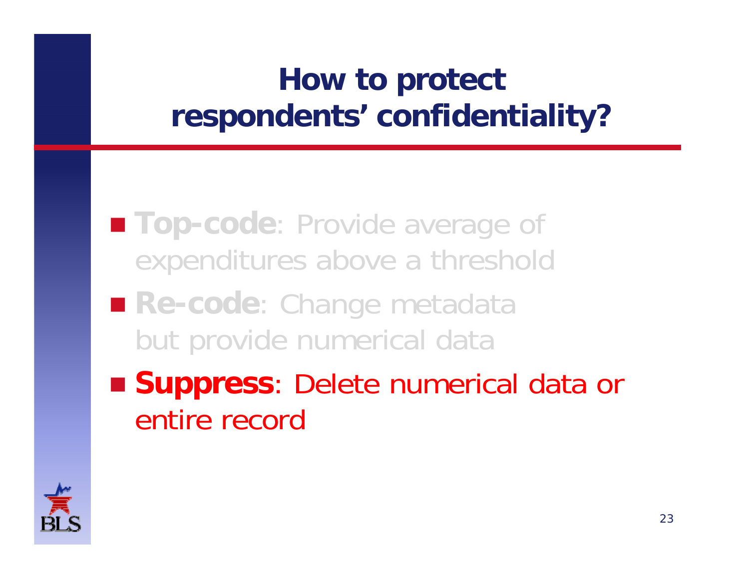# How to protect respondents' confidentiality?

- **Top-code**: Provide average of expenditures above a threshold
- **Re-code**: Change metadata but provide numerical data
- **Suppress**: Delete numerical data or entire record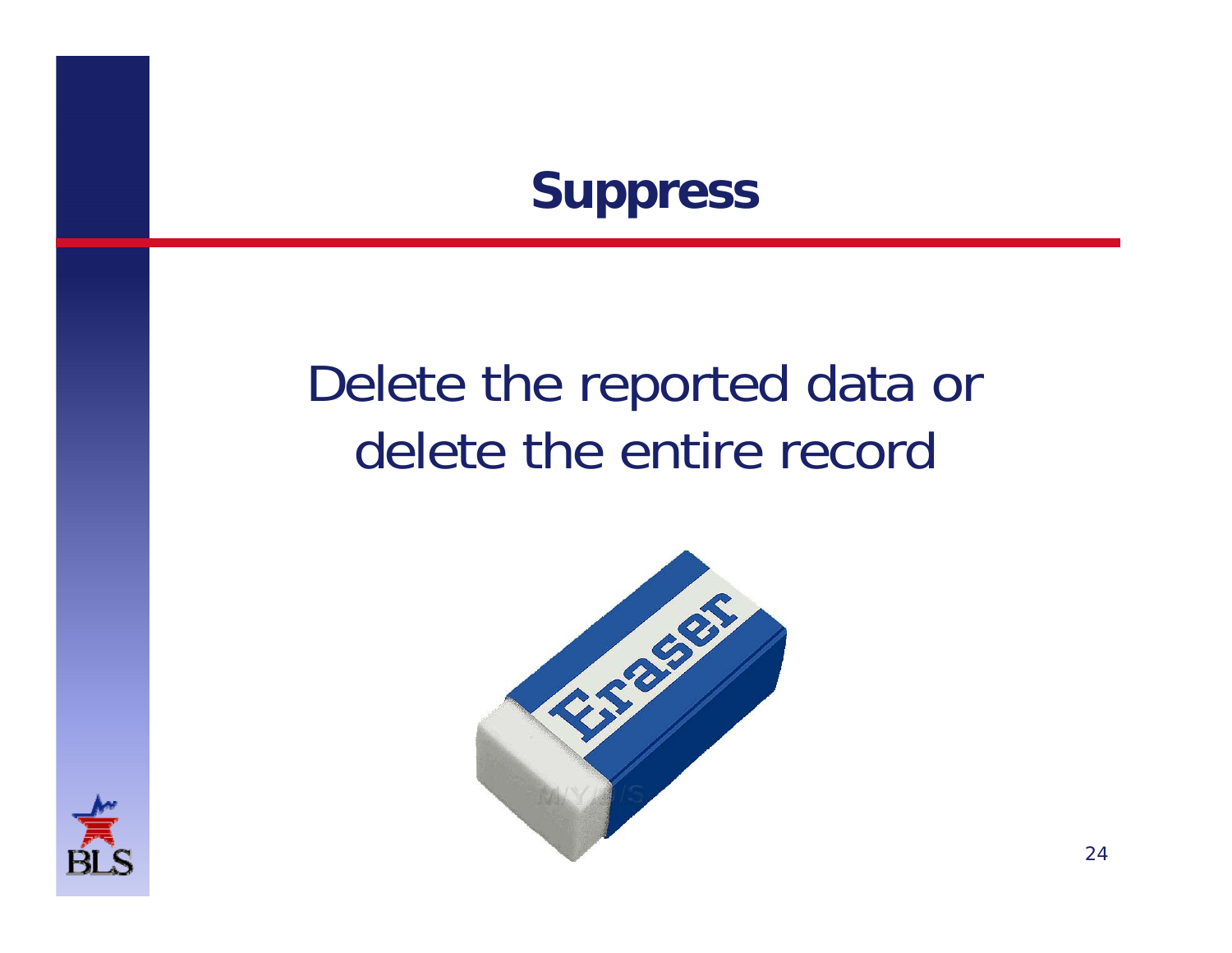# Suppress

Delete the reported data or delete the entire record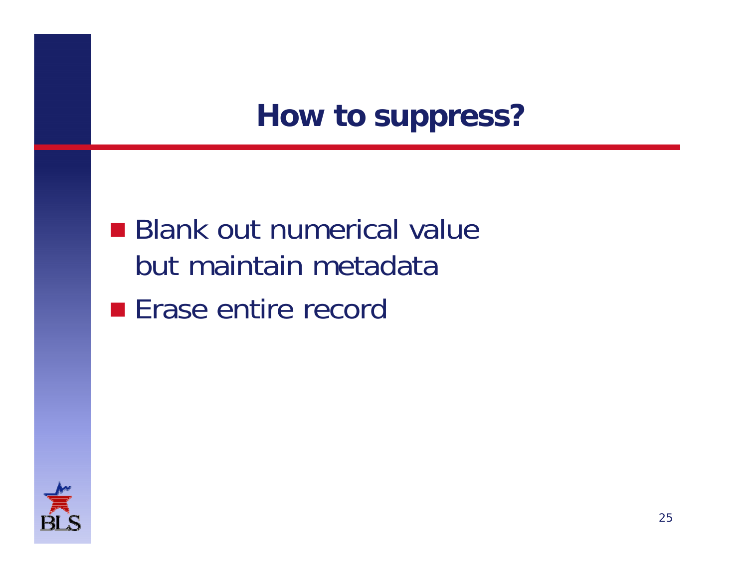# How to suppress?

- Blank out numerical value but maintain metadata
- Erase entire record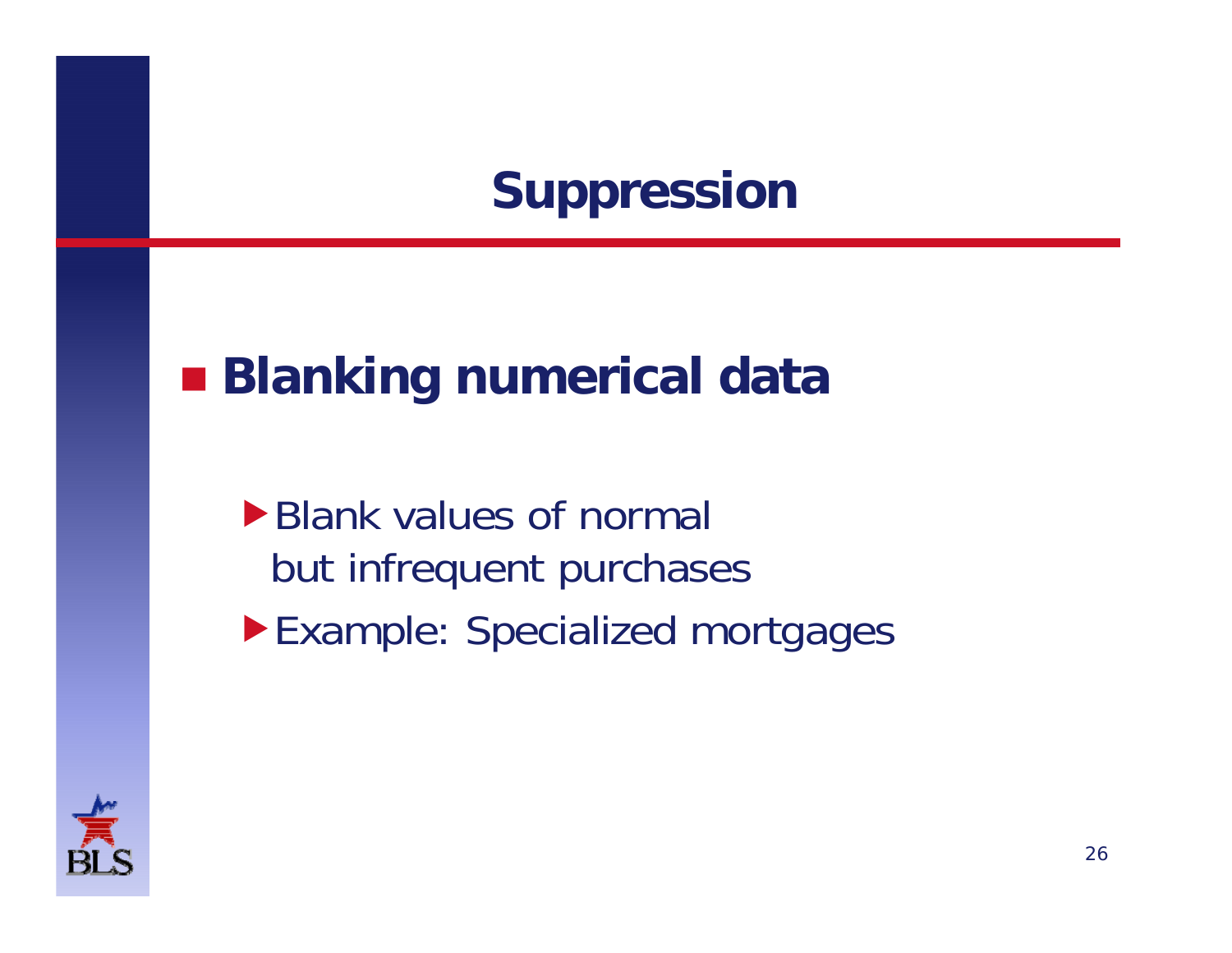# Suppression

- **Blanking numerical data**
  - Blank values of normal but infrequent purchases
  - Example: Specialized mortgages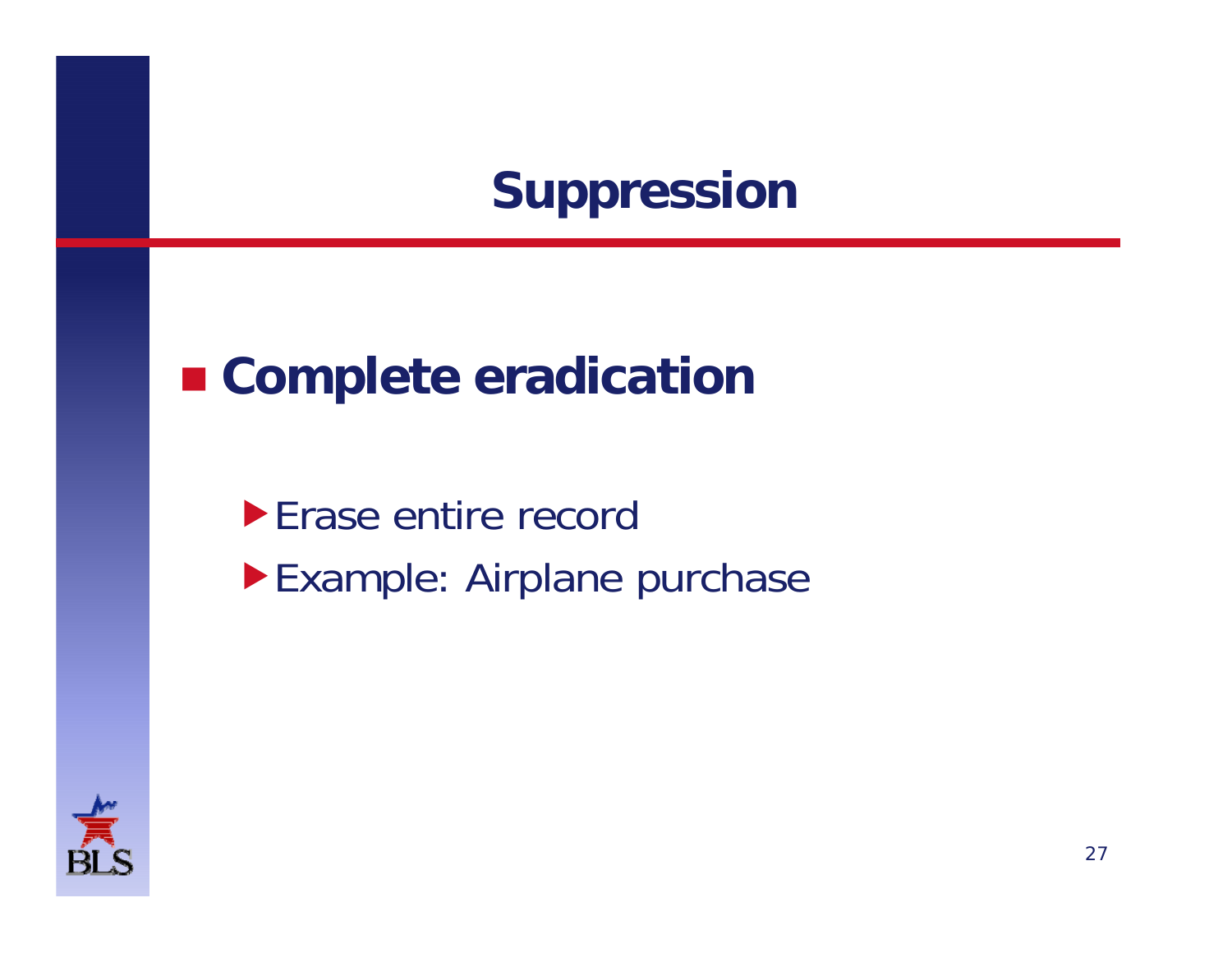# Suppression

- **Complete eradication**
  - Erase entire record
  - Example: Airplane purchase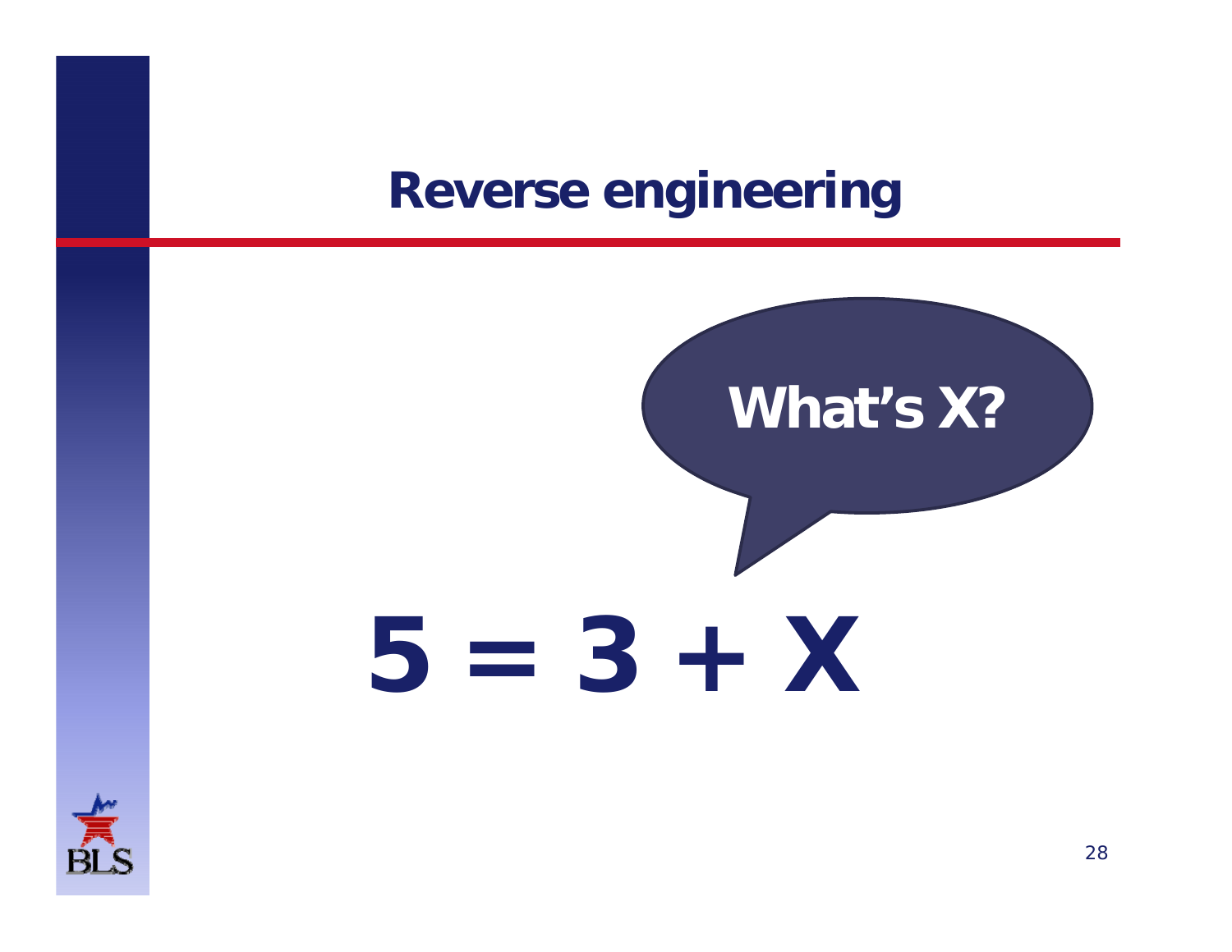# Reverse engineering

What's X?

$$5 = 3 + X$$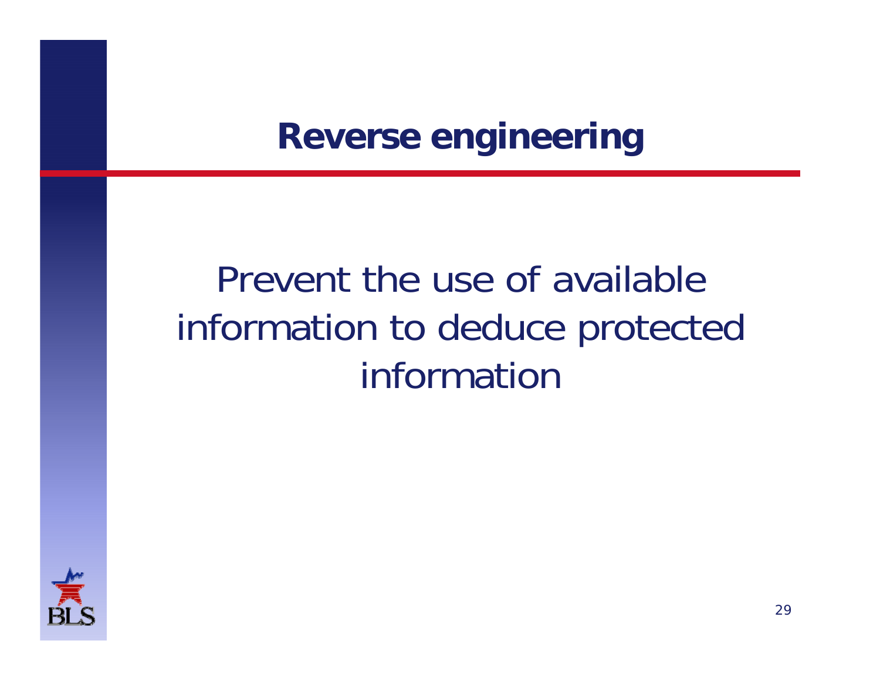# Reverse engineering

Prevent the use of available information to deduce protected information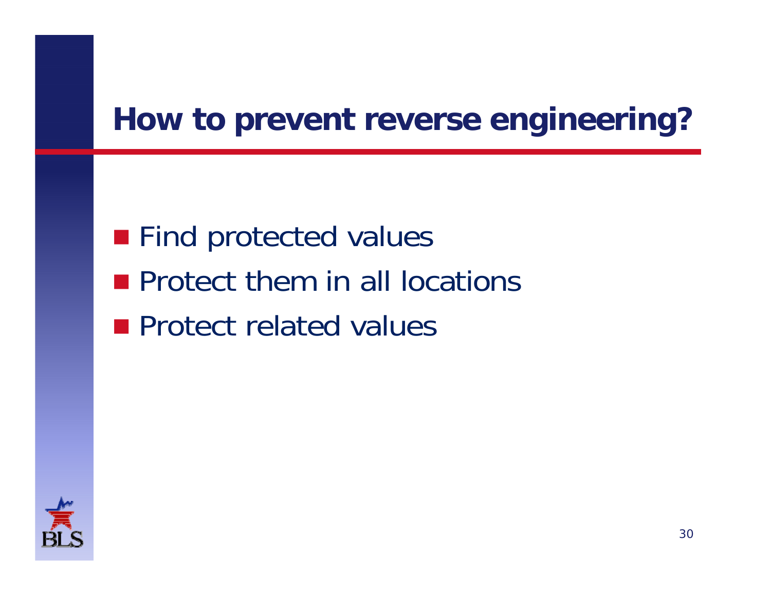# How to prevent reverse engineering?

- Find protected values
- Protect them in all locations
- Protect related values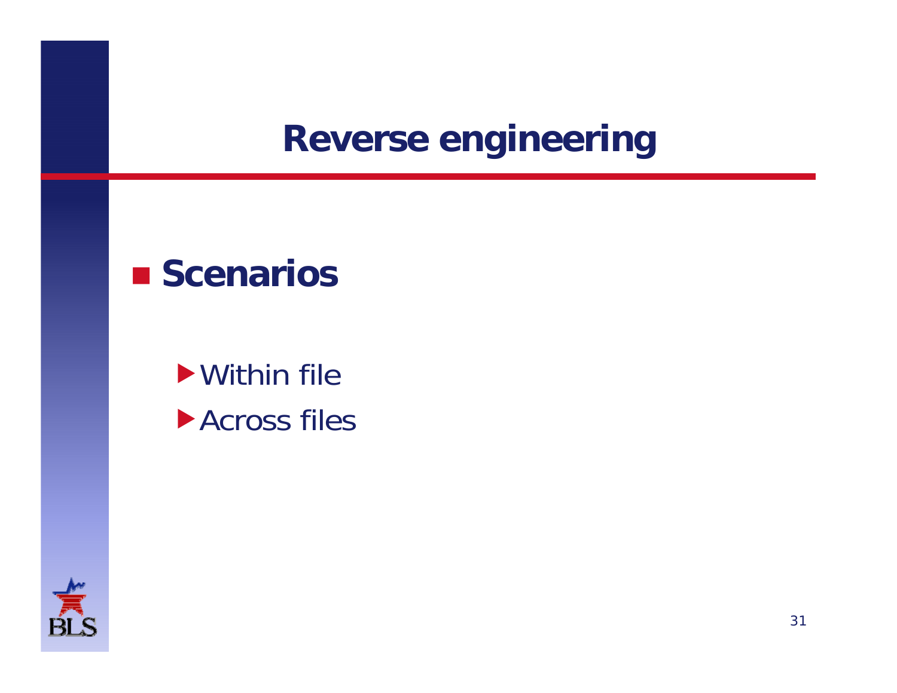# Reverse engineering

- **Scenarios**
  - Within file
  - Across files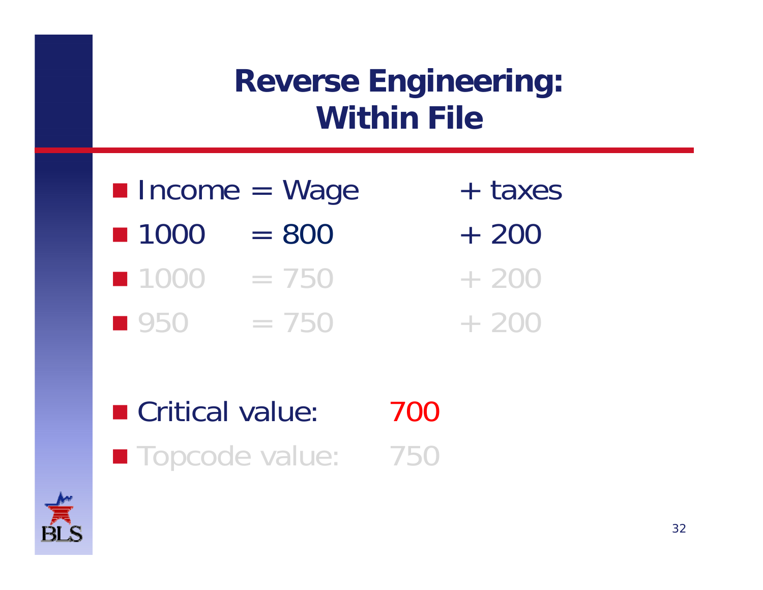# Reverse Engineering: Within File

- Income = Wage + taxes
- 1000 = 800 + 200
- 1000 = 750 + 200
- 950 = 750 + 200

- Critical value: 700
- Topcode value: 750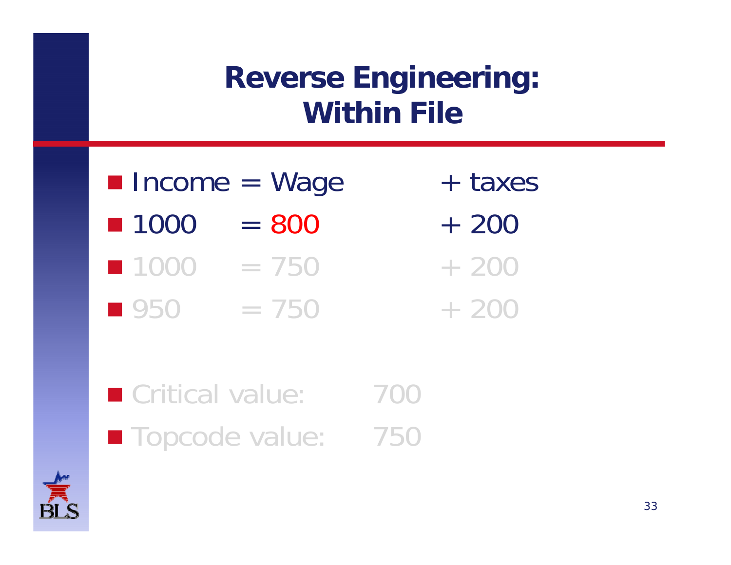# Reverse Engineering: Within File

- Income = Wage + taxes
- 1000 = 800 + 200
- 1000 = 750 + 200
- 950 = 750 + 200

- Critical value: 700
- Topcode value: 750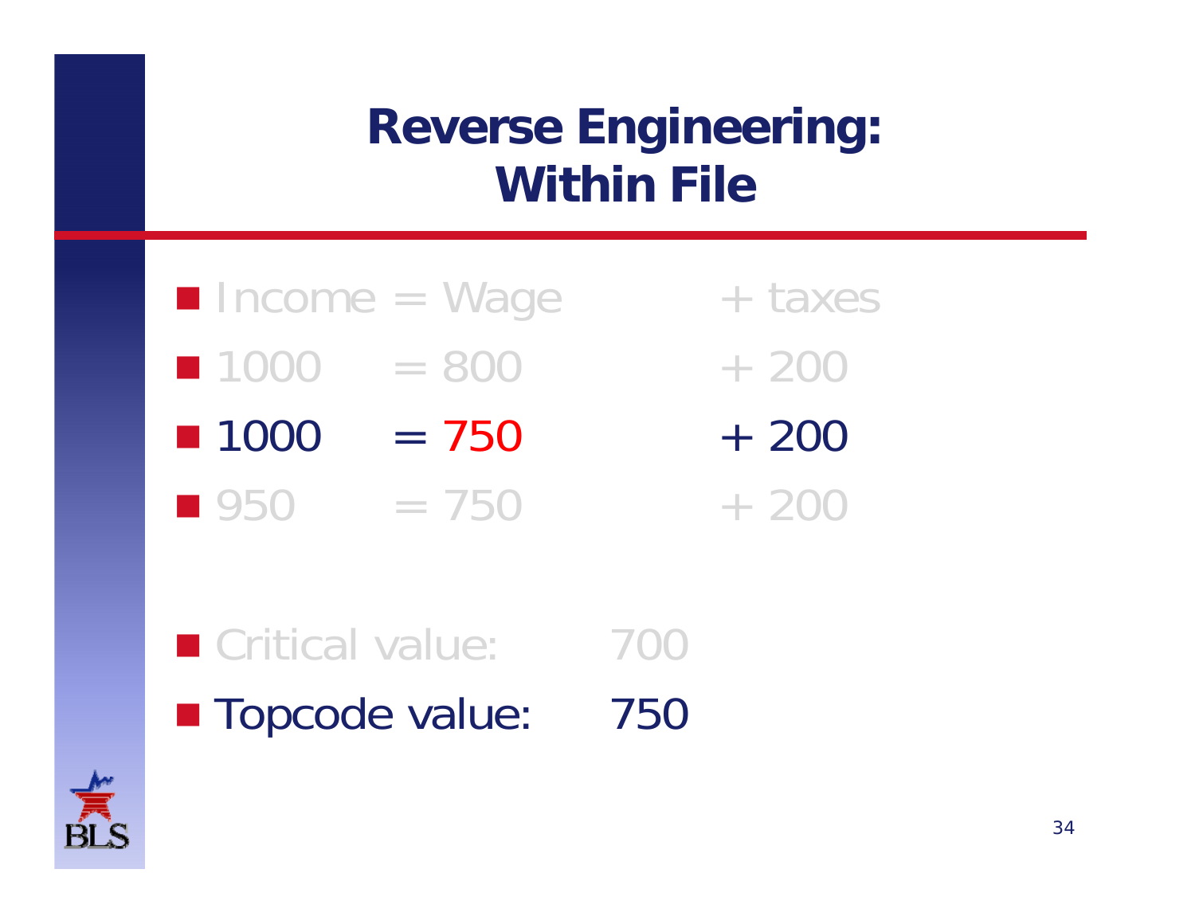# Reverse Engineering: Within File

- Income = Wage + taxes
- 1000 = 800 + 200
- 1000 = 750 + 200
- 950 = 750 + 200

- Critical value: 700
- Topcode value: 750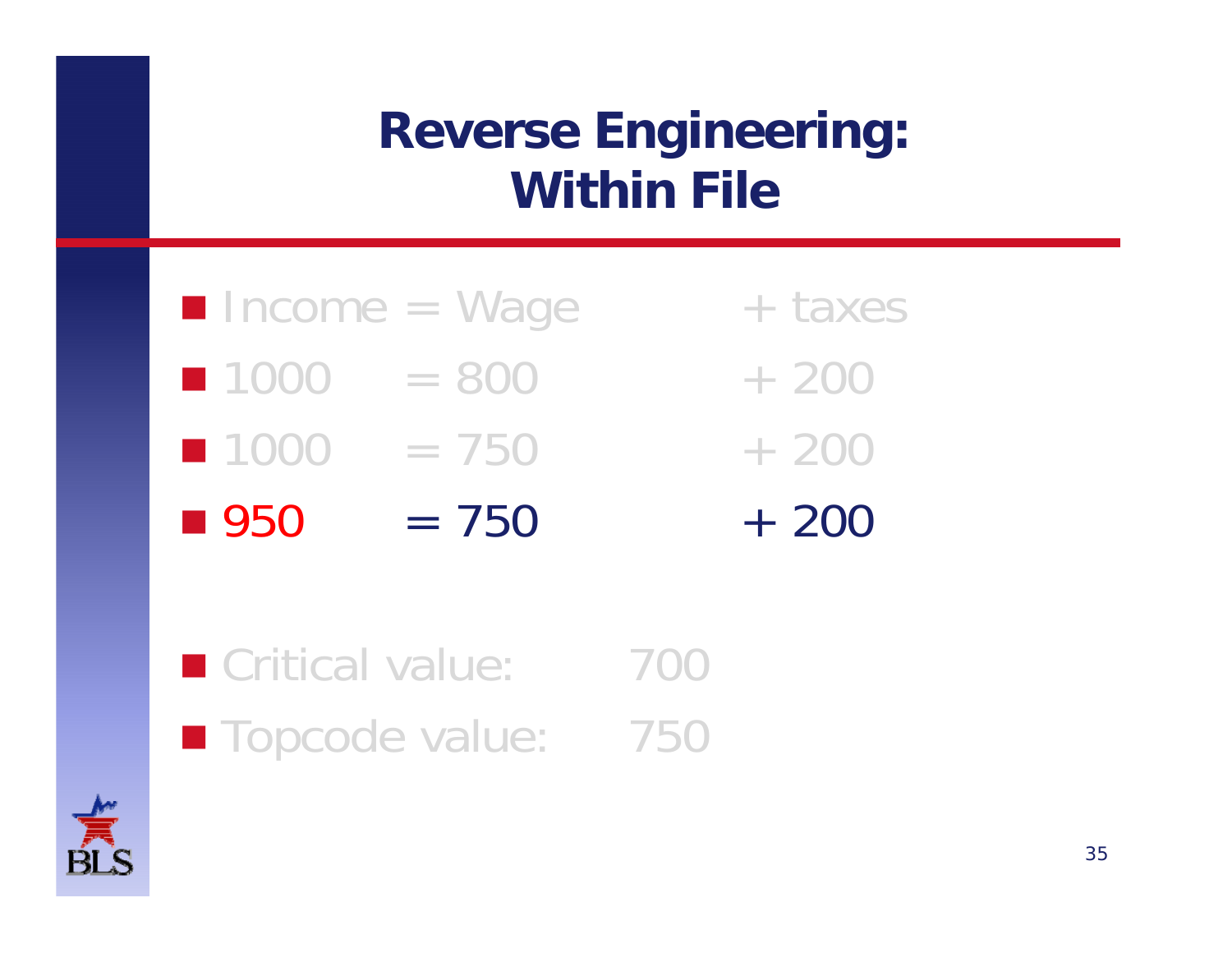# Reverse Engineering: Within File

- Income = Wage + taxes
- 1000 = 800 + 200
- 1000 = 750 + 200
- 950 = 750 + 200

- Critical value: 700
- Topcode value: 750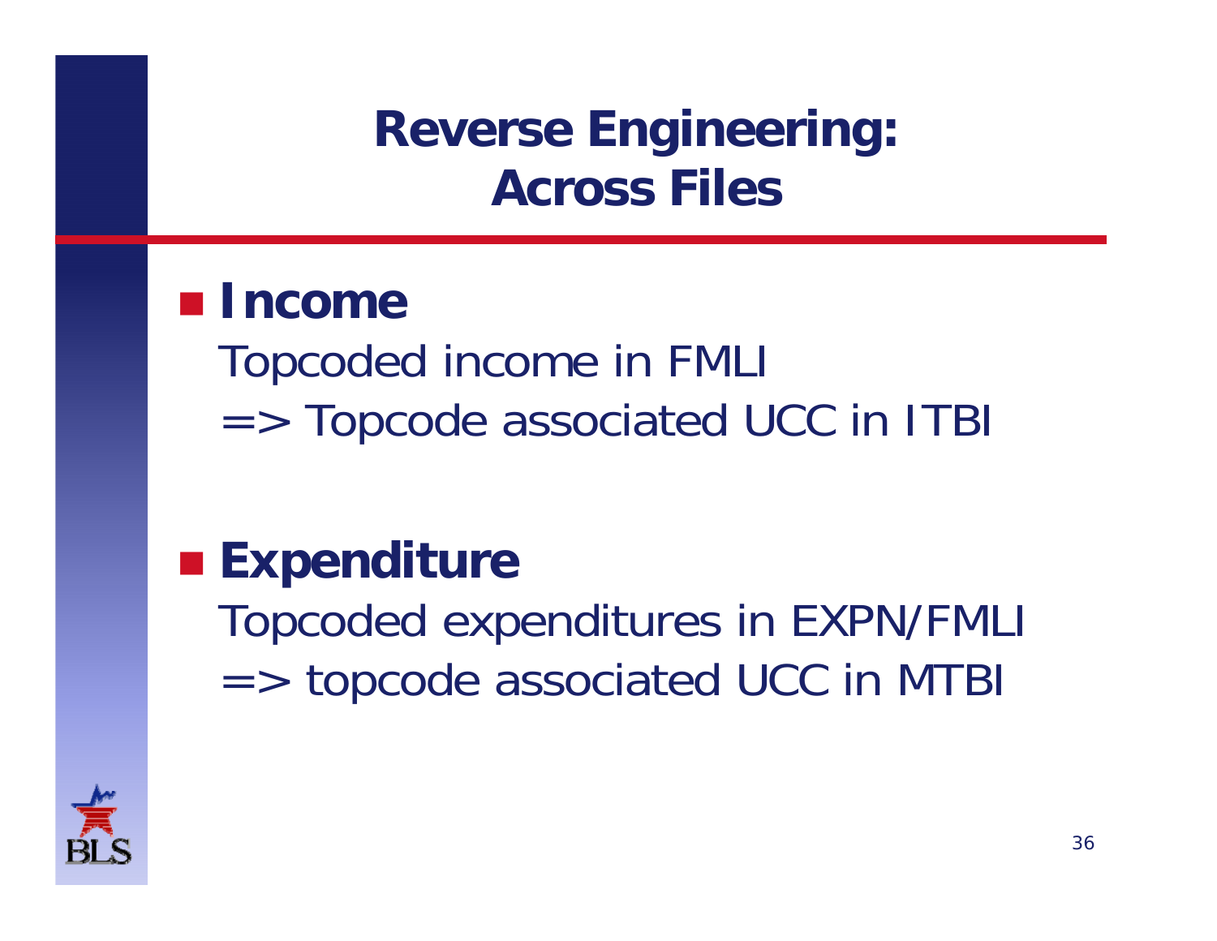# Reverse Engineering: Across Files

- **Income**

  Topcoded income in FMLI
  => Topcode associated UCC in ITBI

- **Expenditure**

  Topcoded expenditures in EXPN/FMLI
  => topcode associated UCC in MTBI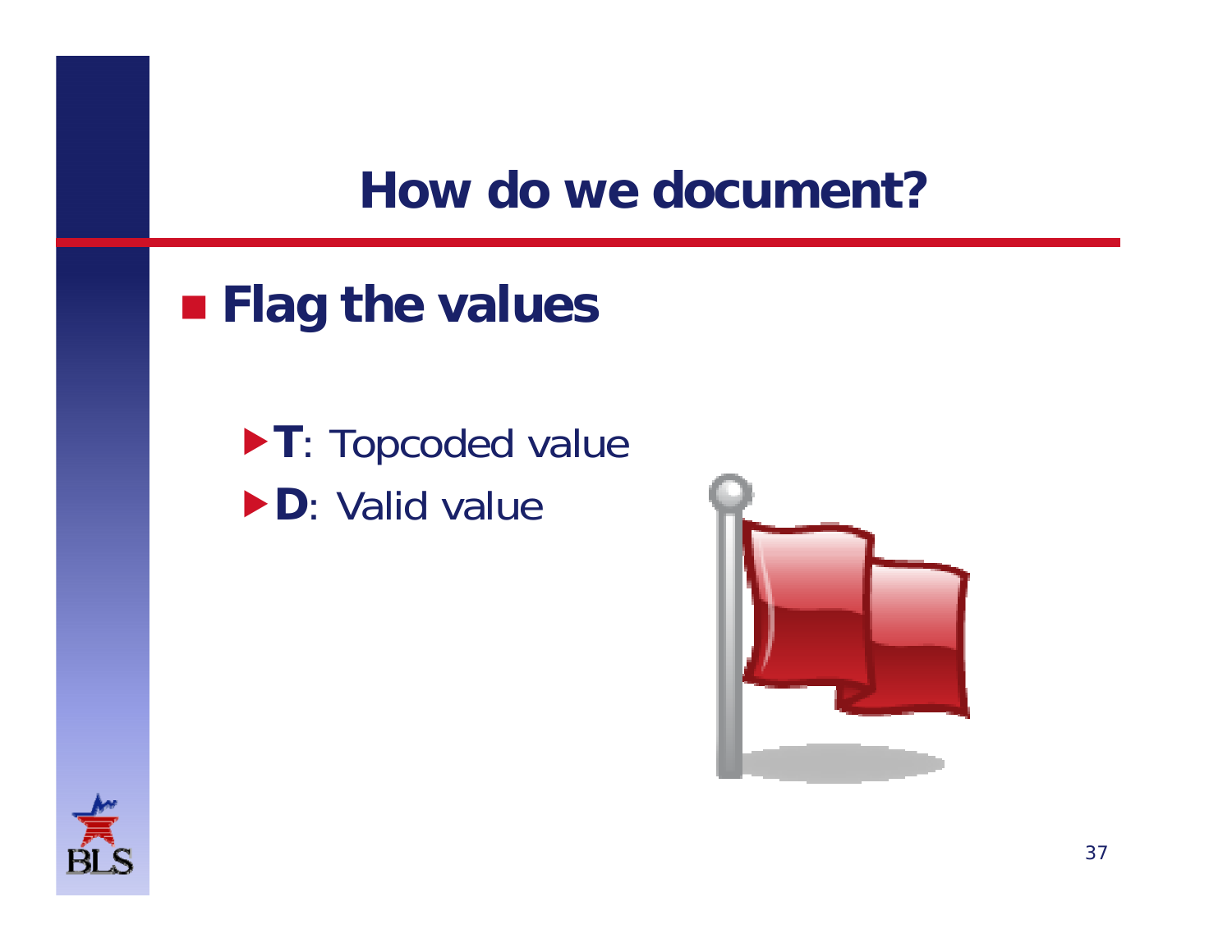# How do we document?

- **Flag the values**
  - **T**: Topcoded value
  - **D**: Valid value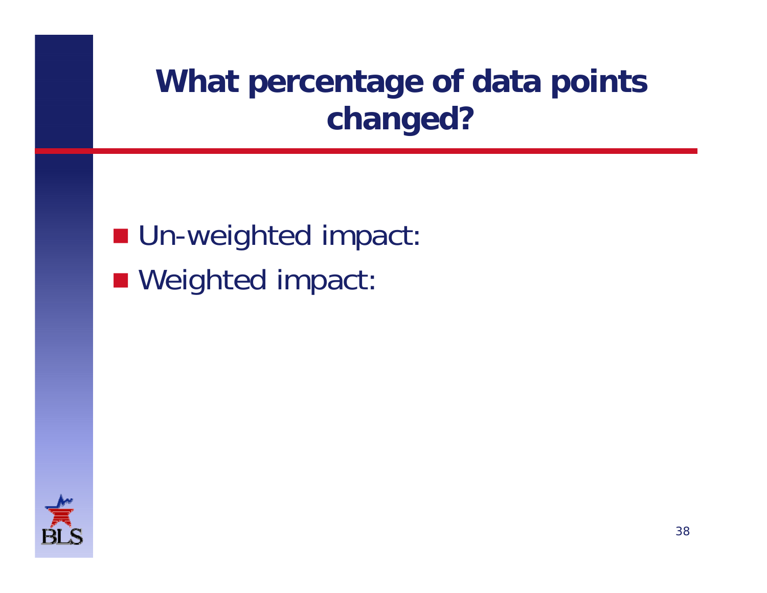# What percentage of data points changed?

- Un-weighted impact:
- Weighted impact: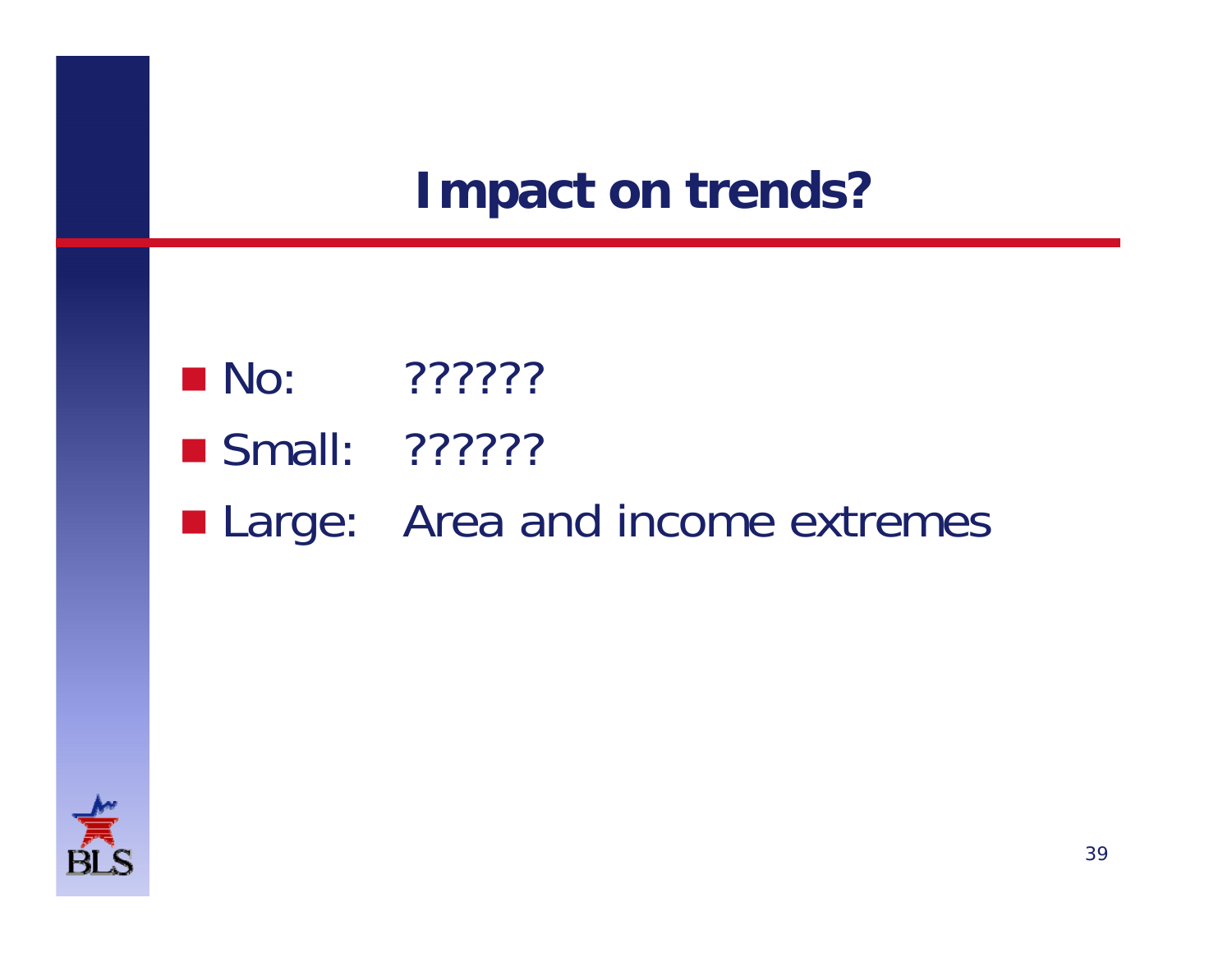# Impact on trends?

- No: ??????
- Small: ??????
- Large: Area and income extremes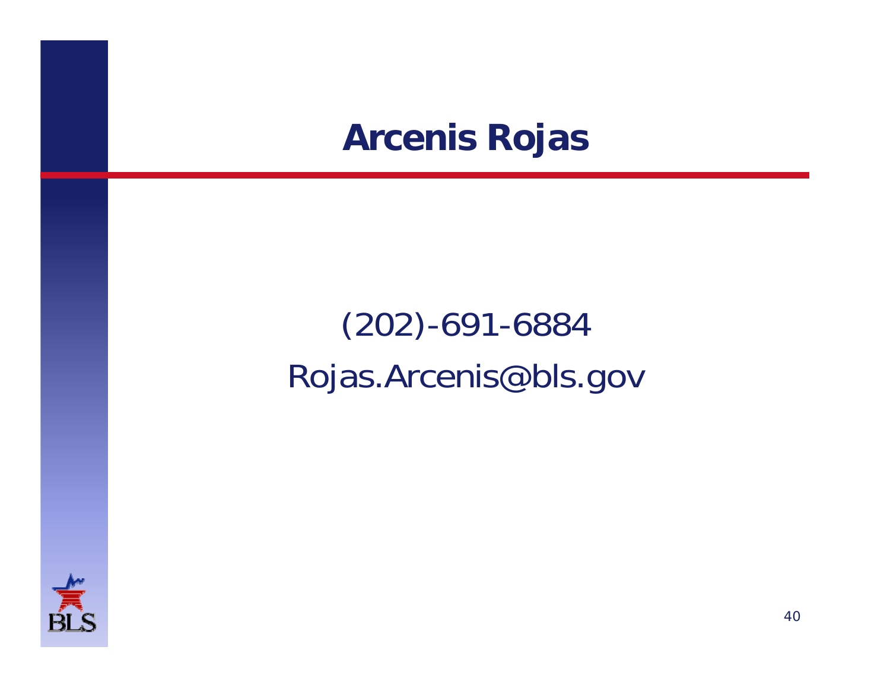# Arcenis Rojas

(202)-691-6884

Rojas.Arcenis@bls.gov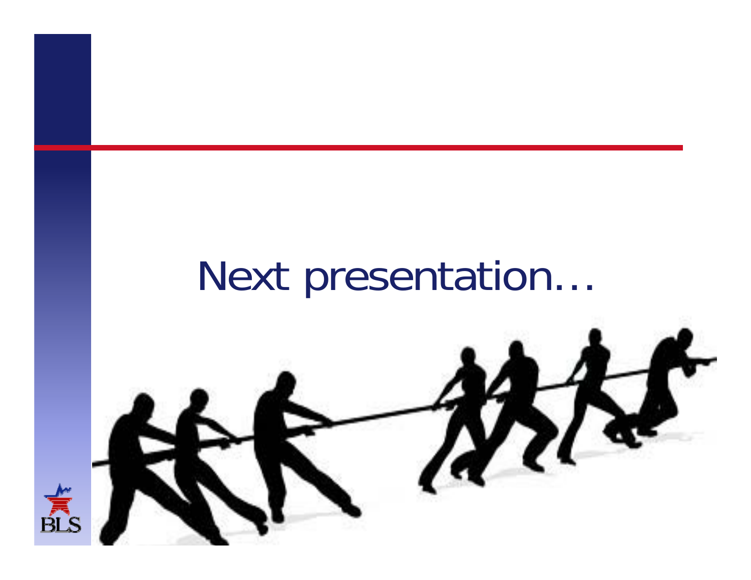Next presentation…